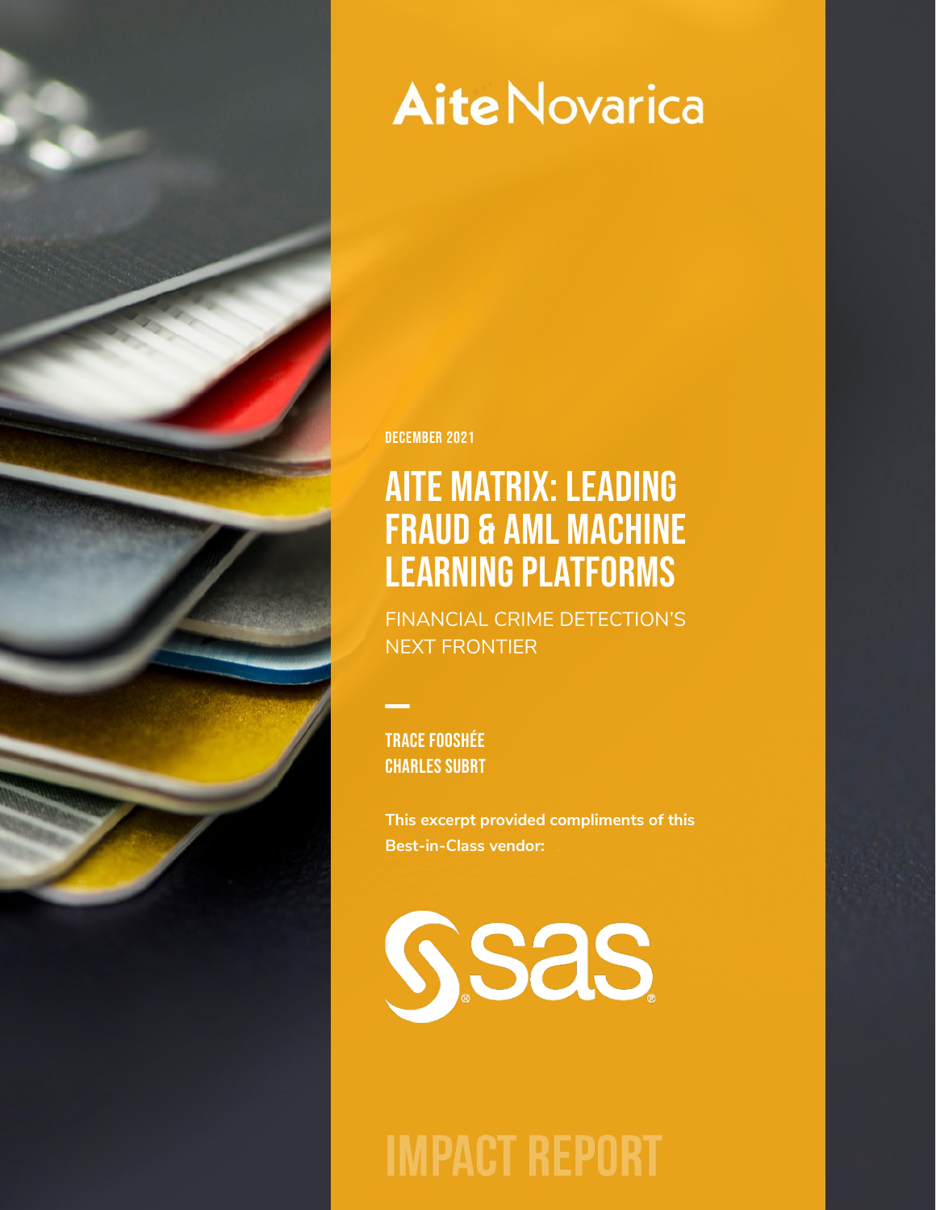AiteNovarica

DECEMBER 2021

# AITE MATRIX: LEADING FRAUD & AML MACHINE LEARNING PLATFORMS

## FINANCIAL CRIME DETECTION'S NEXT FRONTIER

**TRACE FOOSHÉE**
**CHARLES SUBRT**

**This excerpt provided compliments of this Best-in-Class vendor:**

sas

# IMPACT REPORT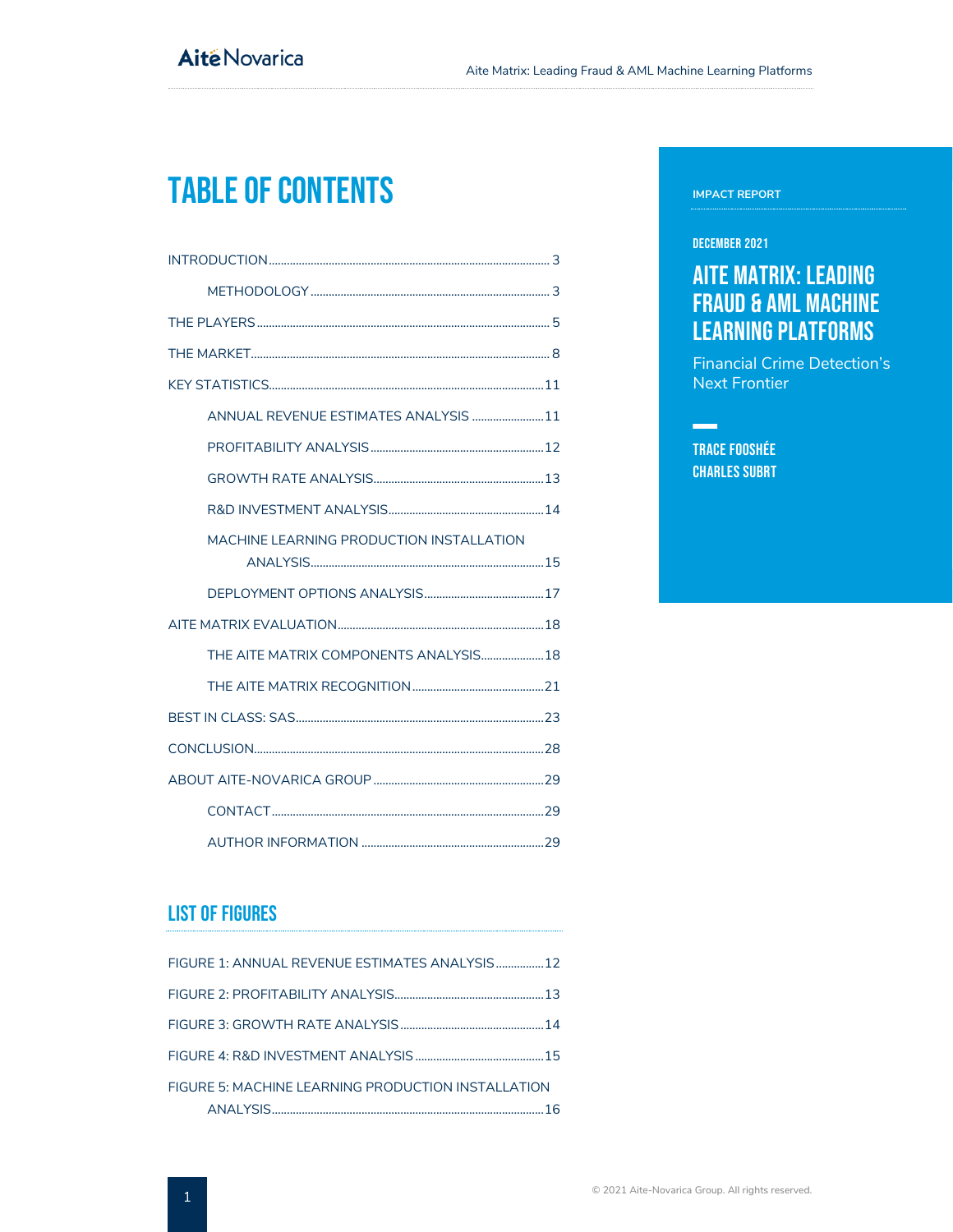# TABLE OF CONTENTS

- INTRODUCTION ... 3
  - METHODOLOGY ... 3
- THE PLAYERS ... 5
- THE MARKET ... 8
- KEY STATISTICS ... 11
  - ANNUAL REVENUE ESTIMATES ANALYSIS ... 11
  - PROFITABILITY ANALYSIS ... 12
  - GROWTH RATE ANALYSIS ... 13
  - R&D INVESTMENT ANALYSIS ... 14
  - MACHINE LEARNING PRODUCTION INSTALLATION ANALYSIS ... 15
  - DEPLOYMENT OPTIONS ANALYSIS ... 17
- AITE MATRIX EVALUATION ... 18
  - THE AITE MATRIX COMPONENTS ANALYSIS ... 18
  - THE AITE MATRIX RECOGNITION ... 21
- BEST IN CLASS: SAS ... 23
- CONCLUSION ... 28
- ABOUT AITE-NOVARICA GROUP ... 29
  - CONTACT ... 29
  - AUTHOR INFORMATION ... 29

## LIST OF FIGURES

- FIGURE 1: ANNUAL REVENUE ESTIMATES ANALYSIS ... 12
- FIGURE 2: PROFITABILITY ANALYSIS ... 13
- FIGURE 3: GROWTH RATE ANALYSIS ... 14
- FIGURE 4: R&D INVESTMENT ANALYSIS ... 15
- FIGURE 5: MACHINE LEARNING PRODUCTION INSTALLATION ANALYSIS ... 16

IMPACT REPORT

DECEMBER 2021

# AITE MATRIX: LEADING FRAUD & AML MACHINE LEARNING PLATFORMS

Financial Crime Detection's Next Frontier

TRACE FOOSHÉE
CHARLES SUBRT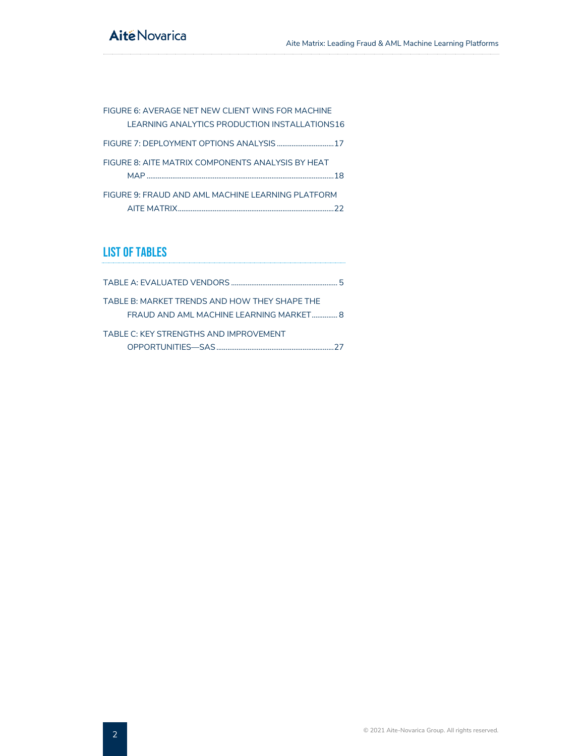FIGURE 6: AVERAGE NET NEW CLIENT WINS FOR MACHINE LEARNING ANALYTICS PRODUCTION INSTALLATIONS16

FIGURE 7: DEPLOYMENT OPTIONS ANALYSIS ...............................17

FIGURE 8: AITE MATRIX COMPONENTS ANALYSIS BY HEAT MAP ........................................................................................18

FIGURE 9: FRAUD AND AML MACHINE LEARNING PLATFORM AITE MATRIX...........................................................................22

## LIST OF TABLES

TABLE A: EVALUATED VENDORS .......................................................... 5

TABLE B: MARKET TRENDS AND HOW THEY SHAPE THE FRAUD AND AML MACHINE LEARNING MARKET.............. 8

TABLE C: KEY STRENGTHS AND IMPROVEMENT OPPORTUNITIES—SAS ................................................................27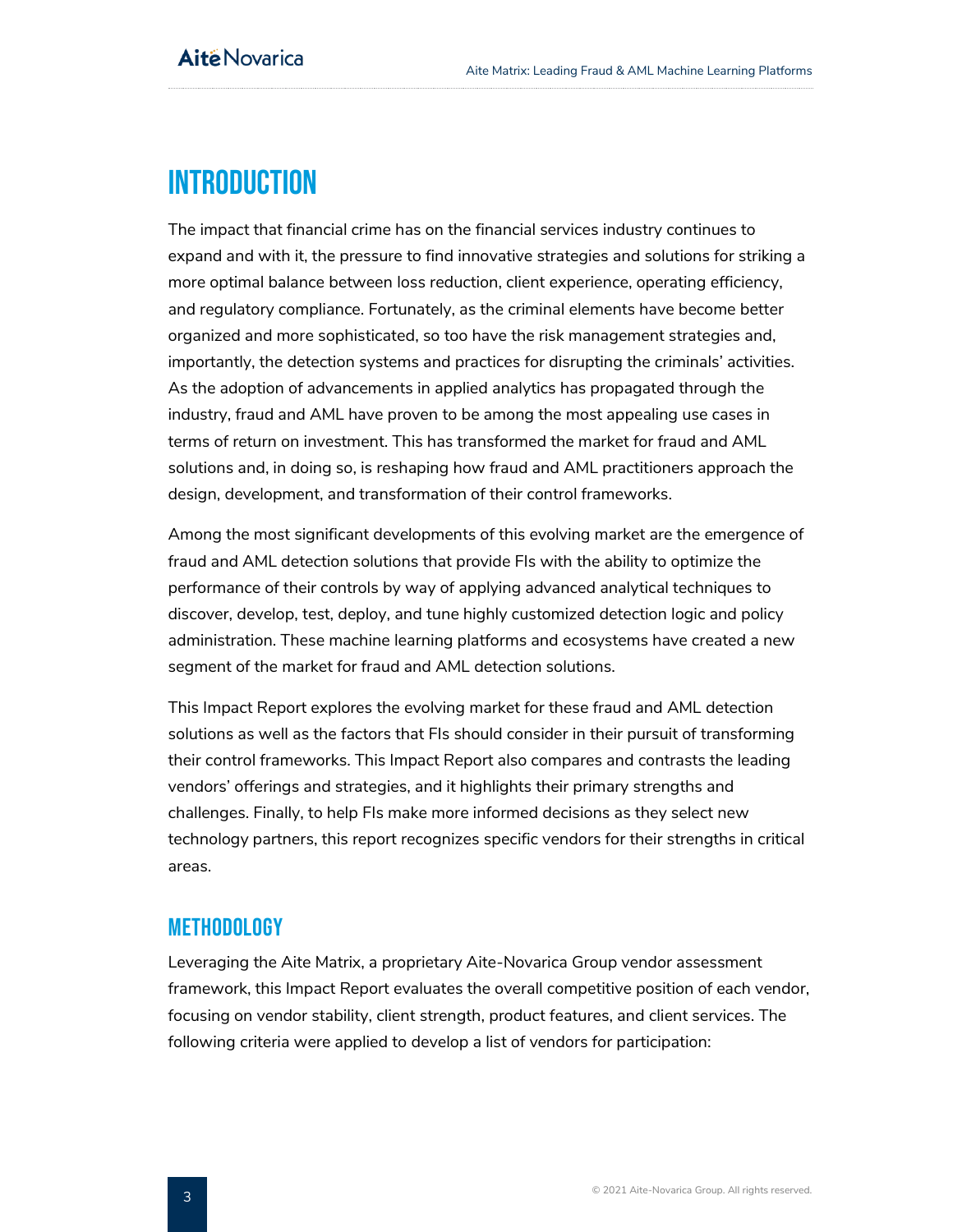# Introduction

The impact that financial crime has on the financial services industry continues to expand and with it, the pressure to find innovative strategies and solutions for striking a more optimal balance between loss reduction, client experience, operating efficiency, and regulatory compliance. Fortunately, as the criminal elements have become better organized and more sophisticated, so too have the risk management strategies and, importantly, the detection systems and practices for disrupting the criminals' activities. As the adoption of advancements in applied analytics has propagated through the industry, fraud and AML have proven to be among the most appealing use cases in terms of return on investment. This has transformed the market for fraud and AML solutions and, in doing so, is reshaping how fraud and AML practitioners approach the design, development, and transformation of their control frameworks.

Among the most significant developments of this evolving market are the emergence of fraud and AML detection solutions that provide FIs with the ability to optimize the performance of their controls by way of applying advanced analytical techniques to discover, develop, test, deploy, and tune highly customized detection logic and policy administration. These machine learning platforms and ecosystems have created a new segment of the market for fraud and AML detection solutions.

This Impact Report explores the evolving market for these fraud and AML detection solutions as well as the factors that FIs should consider in their pursuit of transforming their control frameworks. This Impact Report also compares and contrasts the leading vendors' offerings and strategies, and it highlights their primary strengths and challenges. Finally, to help FIs make more informed decisions as they select new technology partners, this report recognizes specific vendors for their strengths in critical areas.

## Methodology

Leveraging the Aite Matrix, a proprietary Aite-Novarica Group vendor assessment framework, this Impact Report evaluates the overall competitive position of each vendor, focusing on vendor stability, client strength, product features, and client services. The following criteria were applied to develop a list of vendors for participation: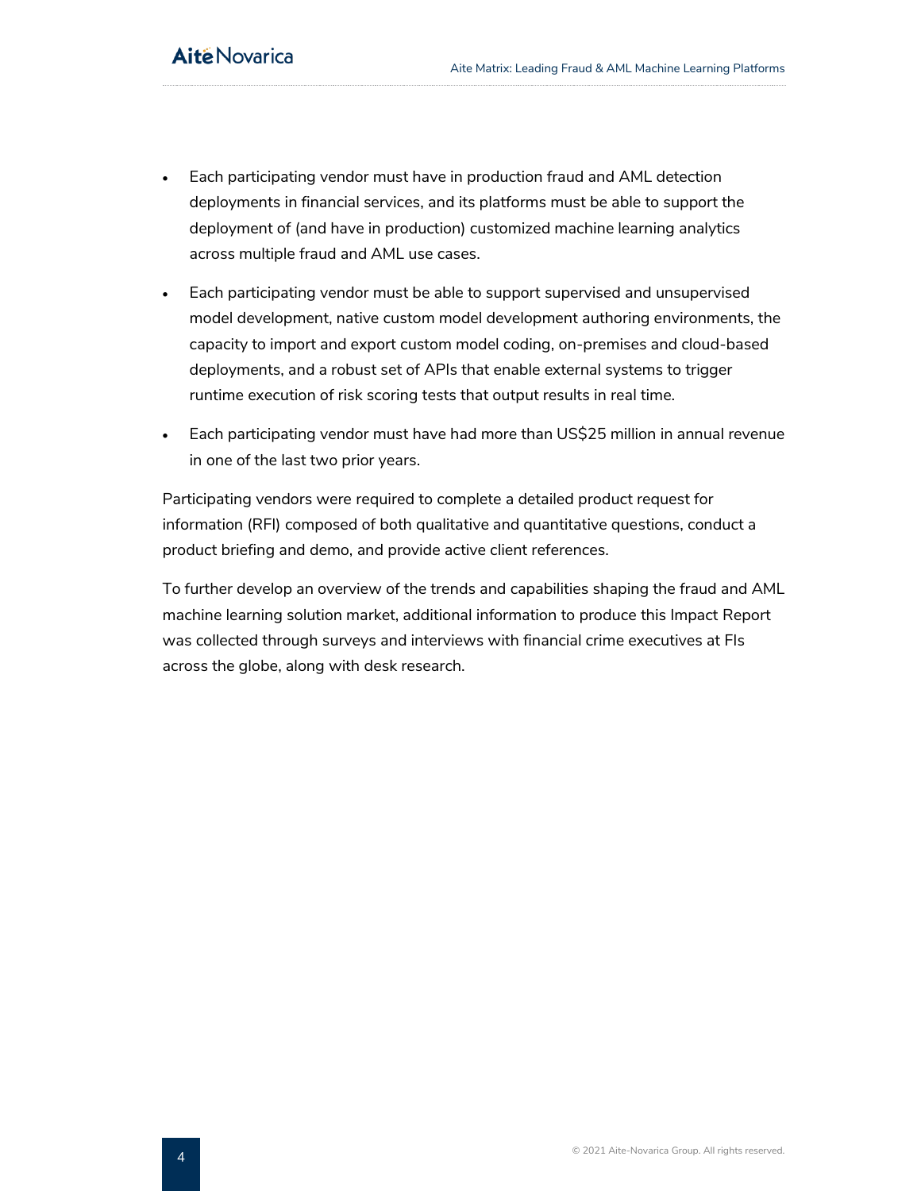- Each participating vendor must have in production fraud and AML detection deployments in financial services, and its platforms must be able to support the deployment of (and have in production) customized machine learning analytics across multiple fraud and AML use cases.
- Each participating vendor must be able to support supervised and unsupervised model development, native custom model development authoring environments, the capacity to import and export custom model coding, on-premises and cloud-based deployments, and a robust set of APIs that enable external systems to trigger runtime execution of risk scoring tests that output results in real time.
- Each participating vendor must have had more than US$25 million in annual revenue in one of the last two prior years.

Participating vendors were required to complete a detailed product request for information (RFI) composed of both qualitative and quantitative questions, conduct a product briefing and demo, and provide active client references.

To further develop an overview of the trends and capabilities shaping the fraud and AML machine learning solution market, additional information to produce this Impact Report was collected through surveys and interviews with financial crime executives at FIs across the globe, along with desk research.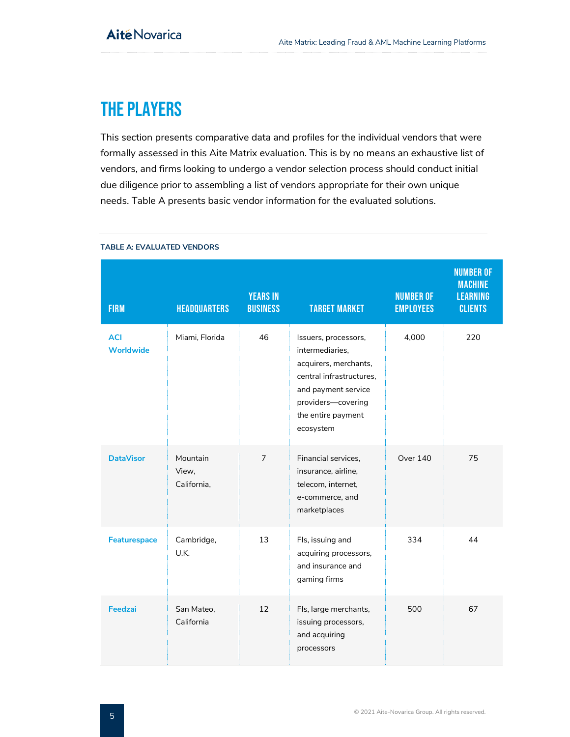# THE PLAYERS

This section presents comparative data and profiles for the individual vendors that were formally assessed in this Aite Matrix evaluation. This is by no means an exhaustive list of vendors, and firms looking to undergo a vendor selection process should conduct initial due diligence prior to assembling a list of vendors appropriate for their own unique needs. Table A presents basic vendor information for the evaluated solutions.

**TABLE A: EVALUATED VENDORS**

| Firm | Headquarters | Years in business | Target market | Number of employees | Number of machine learning clients |
|---|---|---|---|---|---|
| ACI Worldwide | Miami, Florida | 46 | Issuers, processors, intermediaries, acquirers, merchants, central infrastructures, and payment service providers—covering the entire payment ecosystem | 4,000 | 220 |
| DataVisor | Mountain View, California, | 7 | Financial services, insurance, airline, telecom, internet, e-commerce, and marketplaces | Over 140 | 75 |
| Featurespace | Cambridge, U.K. | 13 | FIs, issuing and acquiring processors, and insurance and gaming firms | 334 | 44 |
| Feedzai | San Mateo, California | 12 | FIs, large merchants, issuing processors, and acquiring processors | 500 | 67 |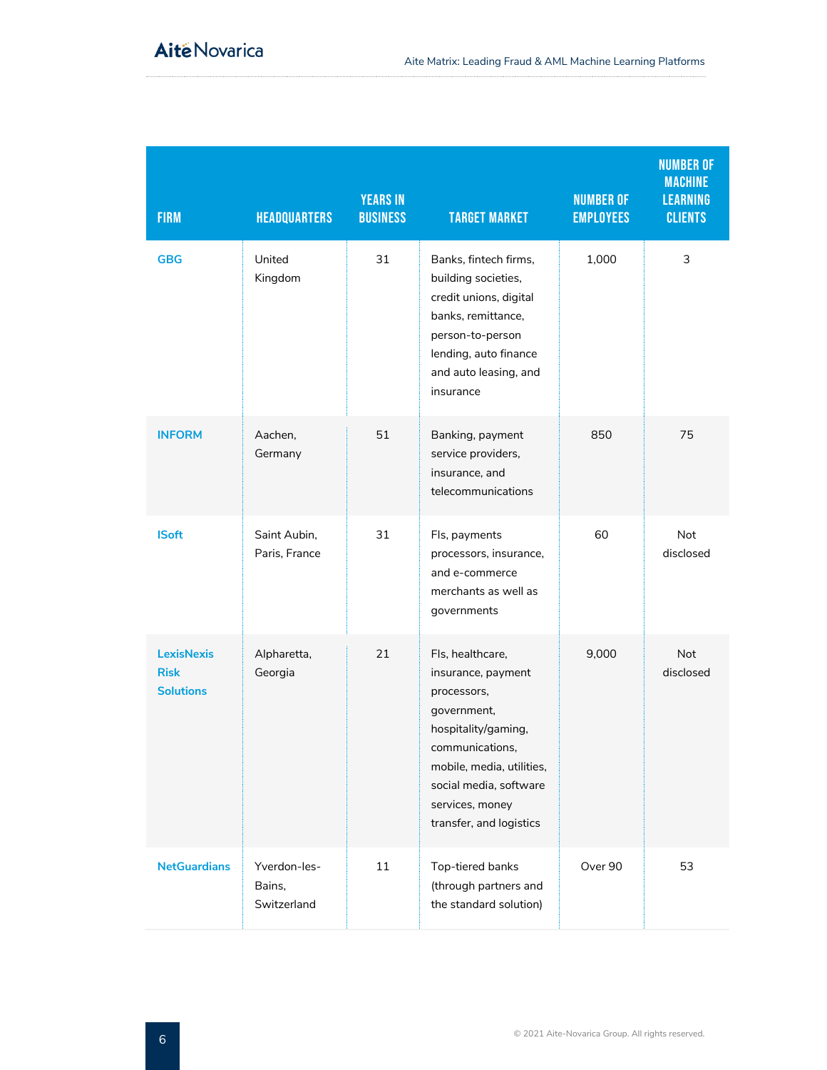| Firm | Headquarters | Years in business | Target market | Number of employees | Number of machine learning clients |
|---|---|---|---|---|---|
| **GBG** | United Kingdom | 31 | Banks, fintech firms, building societies, credit unions, digital banks, remittance, person-to-person lending, auto finance and auto leasing, and insurance | 1,000 | 3 |
| **INFORM** | Aachen, Germany | 51 | Banking, payment service providers, insurance, and telecommunications | 850 | 75 |
| **ISoft** | Saint Aubin, Paris, France | 31 | FIs, payments processors, insurance, and e-commerce merchants as well as governments | 60 | Not disclosed |
| **LexisNexis Risk Solutions** | Alpharetta, Georgia | 21 | FIs, healthcare, insurance, payment processors, government, hospitality/gaming, communications, mobile, media, utilities, social media, software services, money transfer, and logistics | 9,000 | Not disclosed |
| **NetGuardians** | Yverdon-les-Bains, Switzerland | 11 | Top-tiered banks (through partners and the standard solution) | Over 90 | 53 |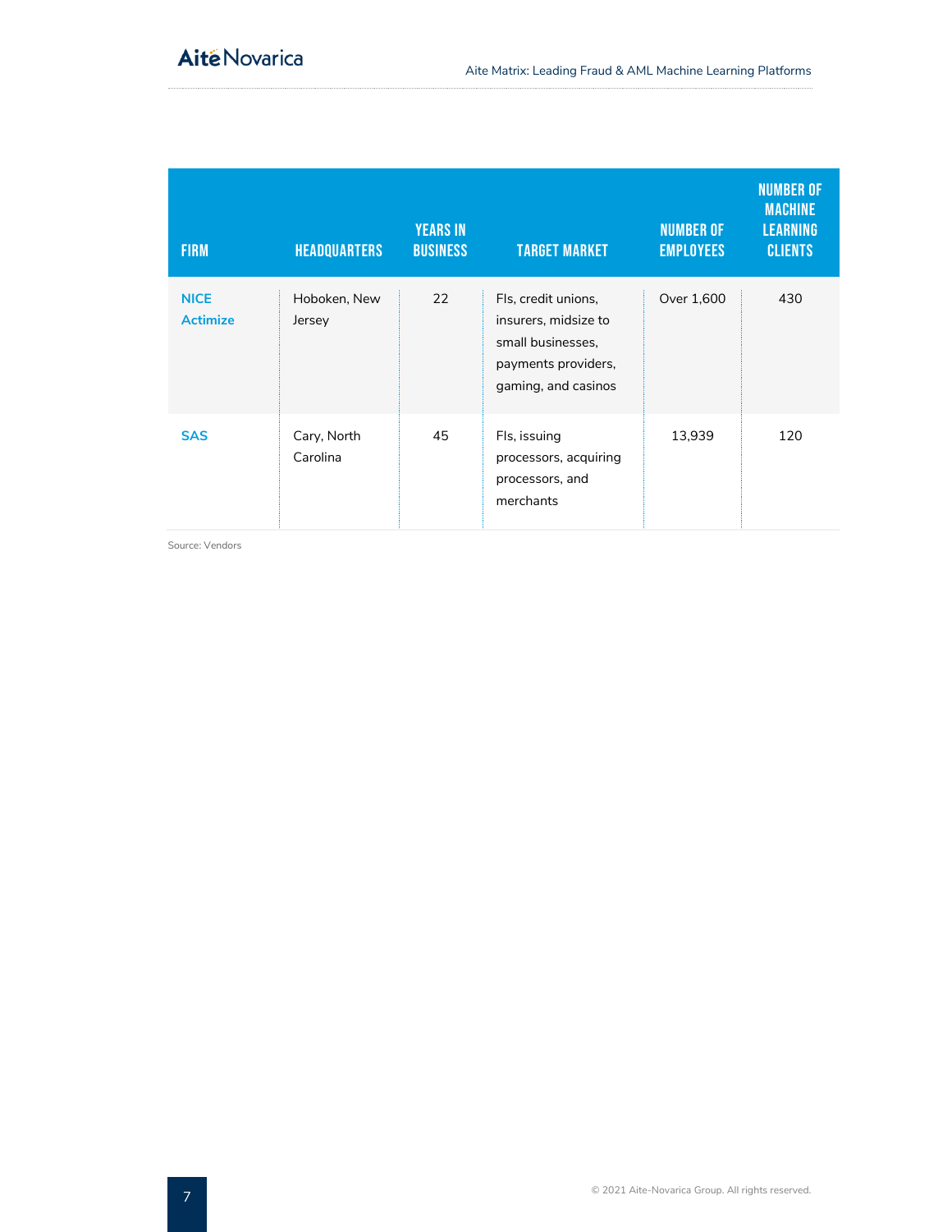| Firm | Headquarters | Years in business | Target market | Number of employees | Number of machine learning clients |
| --- | --- | --- | --- | --- | --- |
| **NICE Actimize** | Hoboken, New Jersey | 22 | FIs, credit unions, insurers, midsize to small businesses, payments providers, gaming, and casinos | Over 1,600 | 430 |
| **SAS** | Cary, North Carolina | 45 | FIs, issuing processors, acquiring processors, and merchants | 13,939 | 120 |

Source: Vendors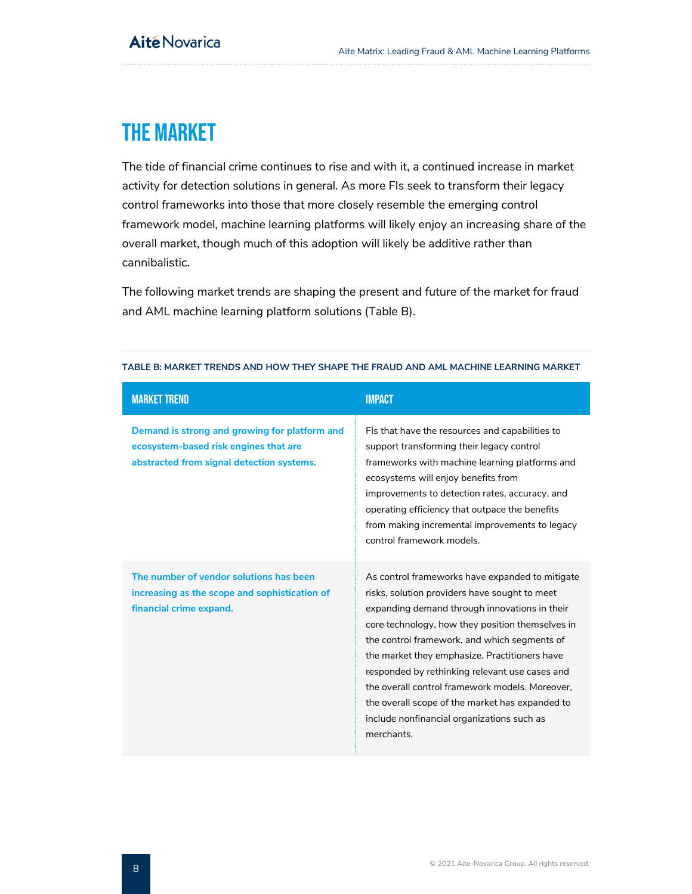# THE MARKET

The tide of financial crime continues to rise and with it, a continued increase in market activity for detection solutions in general. As more FIs seek to transform their legacy control frameworks into those that more closely resemble the emerging control framework model, machine learning platforms will likely enjoy an increasing share of the overall market, though much of this adoption will likely be additive rather than cannibalistic.

The following market trends are shaping the present and future of the market for fraud and AML machine learning platform solutions (Table B).

**TABLE B: MARKET TRENDS AND HOW THEY SHAPE THE FRAUD AND AML MACHINE LEARNING MARKET**

| Market trend | Impact |
|---|---|
| **Demand is strong and growing for platform and ecosystem-based risk engines that are abstracted from signal detection systems.** | FIs that have the resources and capabilities to support transforming their legacy control frameworks with machine learning platforms and ecosystems will enjoy benefits from improvements to detection rates, accuracy, and operating efficiency that outpace the benefits from making incremental improvements to legacy control framework models. |
| **The number of vendor solutions has been increasing as the scope and sophistication of financial crime expand.** | As control frameworks have expanded to mitigate risks, solution providers have sought to meet expanding demand through innovations in their core technology, how they position themselves in the control framework, and which segments of the market they emphasize. Practitioners have responded by rethinking relevant use cases and the overall control framework models. Moreover, the overall scope of the market has expanded to include nonfinancial organizations such as merchants. |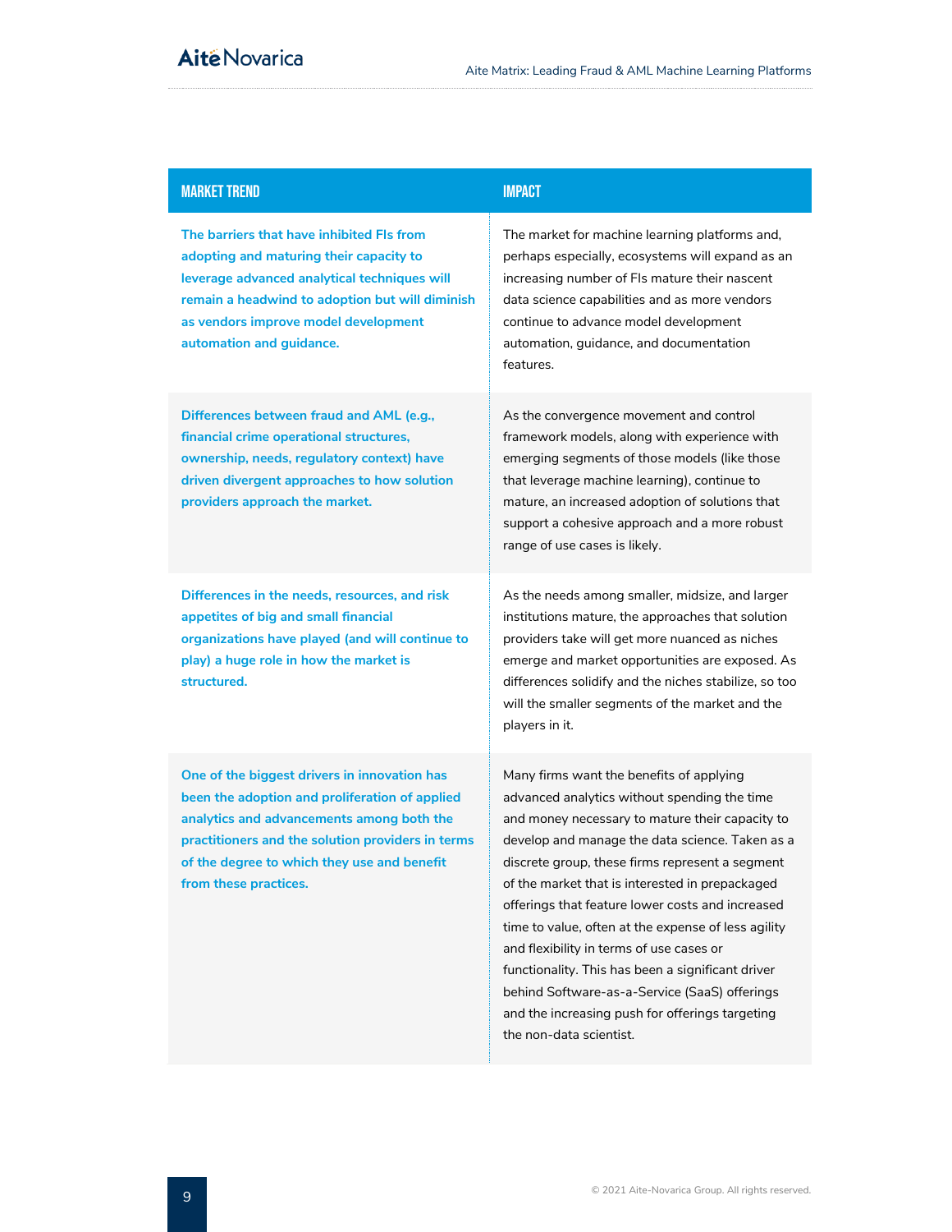| Market Trend | Impact |
| --- | --- |
| **The barriers that have inhibited FIs from adopting and maturing their capacity to leverage advanced analytical techniques will remain a headwind to adoption but will diminish as vendors improve model development automation and guidance.** | The market for machine learning platforms and, perhaps especially, ecosystems will expand as an increasing number of FIs mature their nascent data science capabilities and as more vendors continue to advance model development automation, guidance, and documentation features. |
| **Differences between fraud and AML (e.g., financial crime operational structures, ownership, needs, regulatory context) have driven divergent approaches to how solution providers approach the market.** | As the convergence movement and control framework models, along with experience with emerging segments of those models (like those that leverage machine learning), continue to mature, an increased adoption of solutions that support a cohesive approach and a more robust range of use cases is likely. |
| **Differences in the needs, resources, and risk appetites of big and small financial organizations have played (and will continue to play) a huge role in how the market is structured.** | As the needs among smaller, midsize, and larger institutions mature, the approaches that solution providers take will get more nuanced as niches emerge and market opportunities are exposed. As differences solidify and the niches stabilize, so too will the smaller segments of the market and the players in it. |
| **One of the biggest drivers in innovation has been the adoption and proliferation of applied analytics and advancements among both the practitioners and the solution providers in terms of the degree to which they use and benefit from these practices.** | Many firms want the benefits of applying advanced analytics without spending the time and money necessary to mature their capacity to develop and manage the data science. Taken as a discrete group, these firms represent a segment of the market that is interested in prepackaged offerings that feature lower costs and increased time to value, often at the expense of less agility and flexibility in terms of use cases or functionality. This has been a significant driver behind Software-as-a-Service (SaaS) offerings and the increasing push for offerings targeting the non-data scientist. |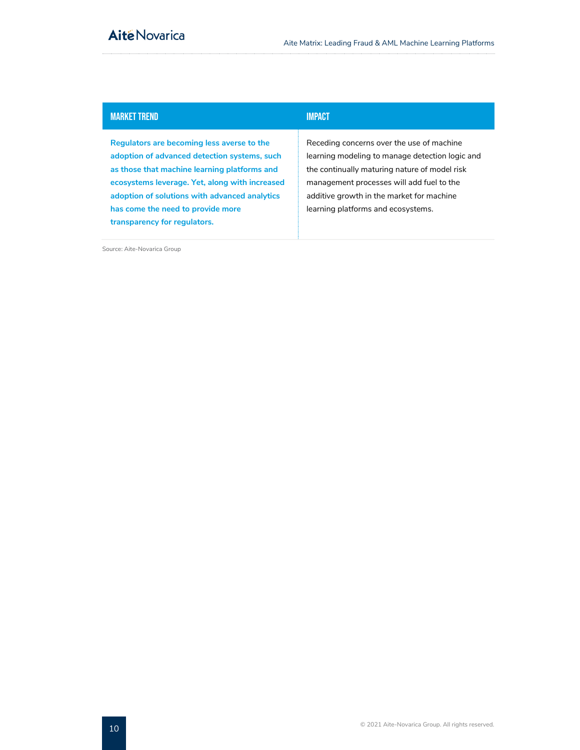| MARKET TREND | IMPACT |
| --- | --- |
| **Regulators are becoming less averse to the adoption of advanced detection systems, such as those that machine learning platforms and ecosystems leverage. Yet, along with increased adoption of solutions with advanced analytics has come the need to provide more transparency for regulators.** | Receding concerns over the use of machine learning modeling to manage detection logic and the continually maturing nature of model risk management processes will add fuel to the additive growth in the market for machine learning platforms and ecosystems. |

Source: Aite-Novarica Group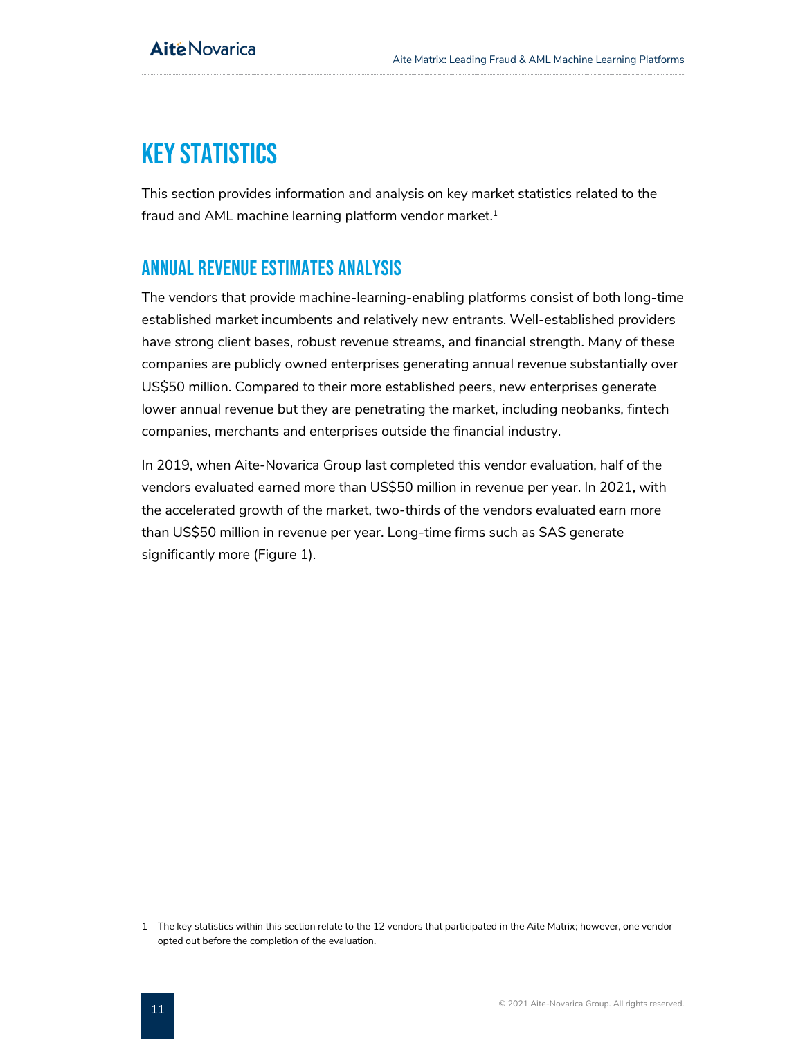# KEY STATISTICS

This section provides information and analysis on key market statistics related to the fraud and AML machine learning platform vendor market.[1]

## ANNUAL REVENUE ESTIMATES ANALYSIS

The vendors that provide machine-learning-enabling platforms consist of both long-time established market incumbents and relatively new entrants. Well-established providers have strong client bases, robust revenue streams, and financial strength. Many of these companies are publicly owned enterprises generating annual revenue substantially over US$50 million. Compared to their more established peers, new enterprises generate lower annual revenue but they are penetrating the market, including neobanks, fintech companies, merchants and enterprises outside the financial industry.

In 2019, when Aite-Novarica Group last completed this vendor evaluation, half of the vendors evaluated earned more than US$50 million in revenue per year. In 2021, with the accelerated growth of the market, two-thirds of the vendors evaluated earn more than US$50 million in revenue per year. Long-time firms such as SAS generate significantly more (Figure 1).

---

1 The key statistics within this section relate to the 12 vendors that participated in the Aite Matrix; however, one vendor opted out before the completion of the evaluation.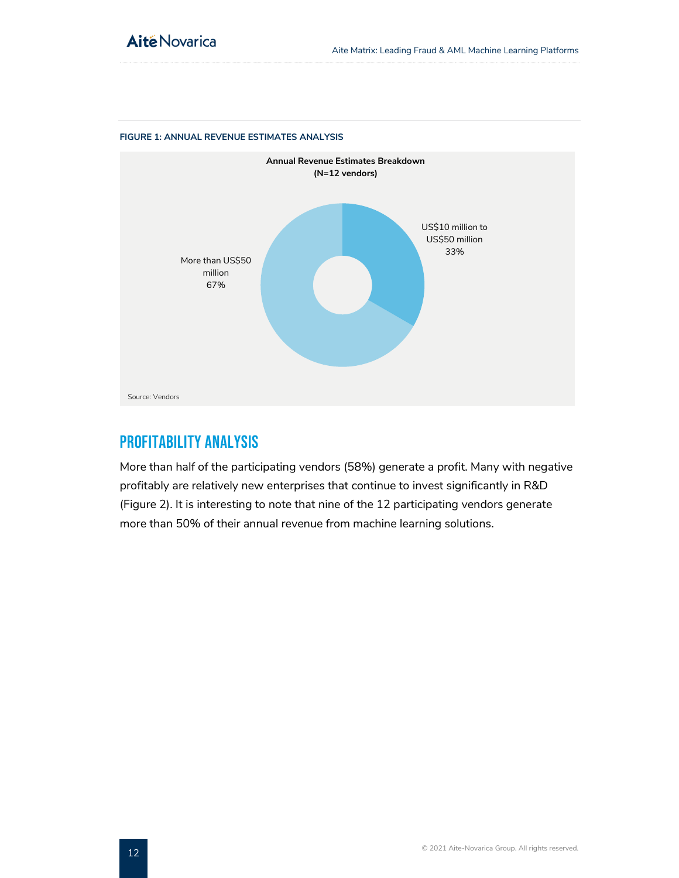**FIGURE 1: ANNUAL REVENUE ESTIMATES ANALYSIS**

**Annual Revenue Estimates Breakdown (N=12 vendors)**

- US$10 million to US$50 million: 33%
- More than US$50 million: 67%

Source: Vendors

## PROFITABILITY ANALYSIS

More than half of the participating vendors (58%) generate a profit. Many with negative profitably are relatively new enterprises that continue to invest significantly in R&D (Figure 2). It is interesting to note that nine of the 12 participating vendors generate more than 50% of their annual revenue from machine learning solutions.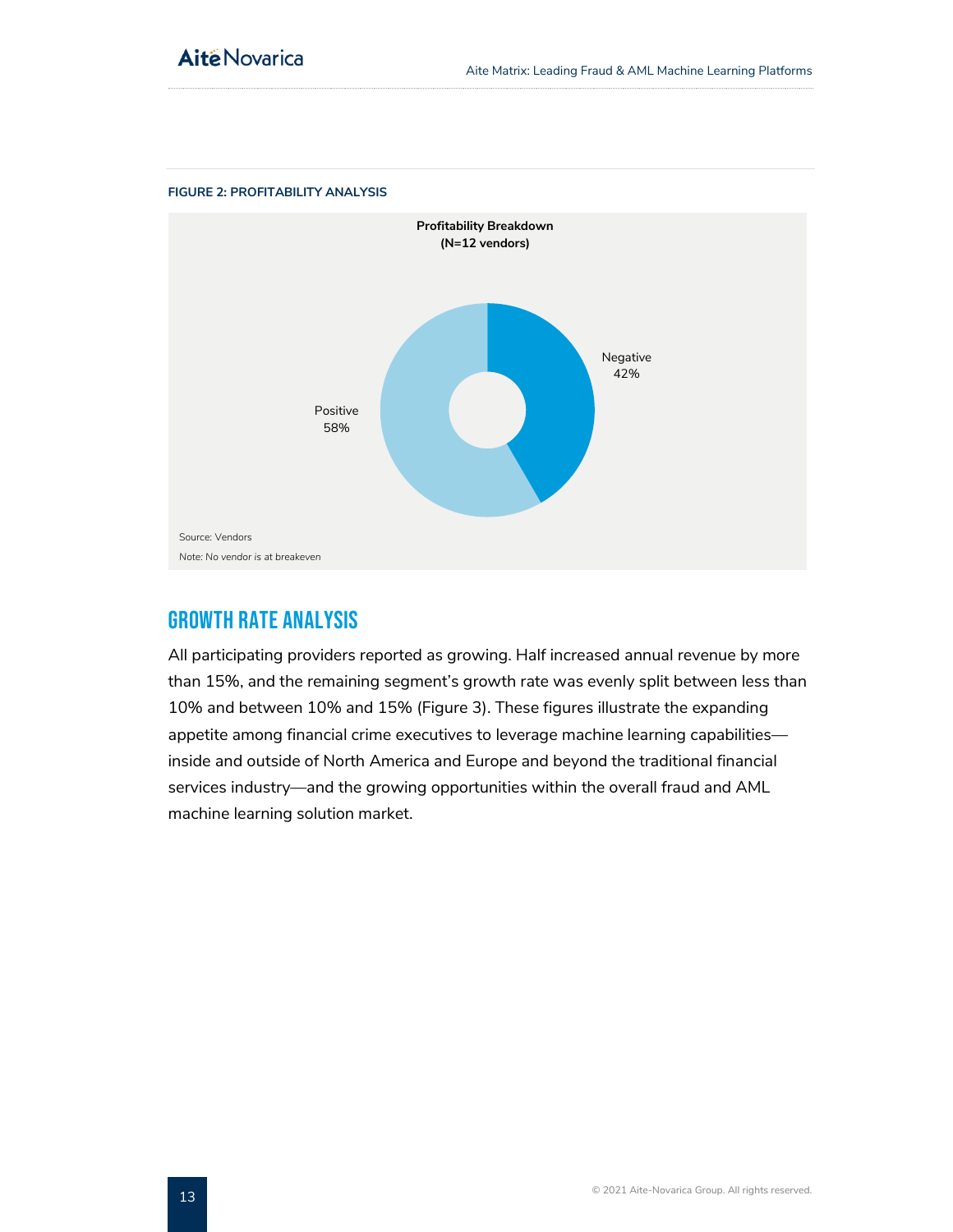**FIGURE 2: PROFITABILITY ANALYSIS**

**Profitability Breakdown**
**(N=12 vendors)**

Negative 42%

Positive 58%

Source: Vendors

Note: No vendor *is* at breakeven

## GROWTH RATE ANALYSIS

All participating providers reported as growing. Half increased annual revenue by more than 15%, and the remaining segment's growth rate was evenly split between less than 10% and between 10% and 15% (Figure 3). These figures illustrate the expanding appetite among financial crime executives to leverage machine learning capabilities—inside and outside of North America and Europe and beyond the traditional financial services industry—and the growing opportunities within the overall fraud and AML machine learning solution market.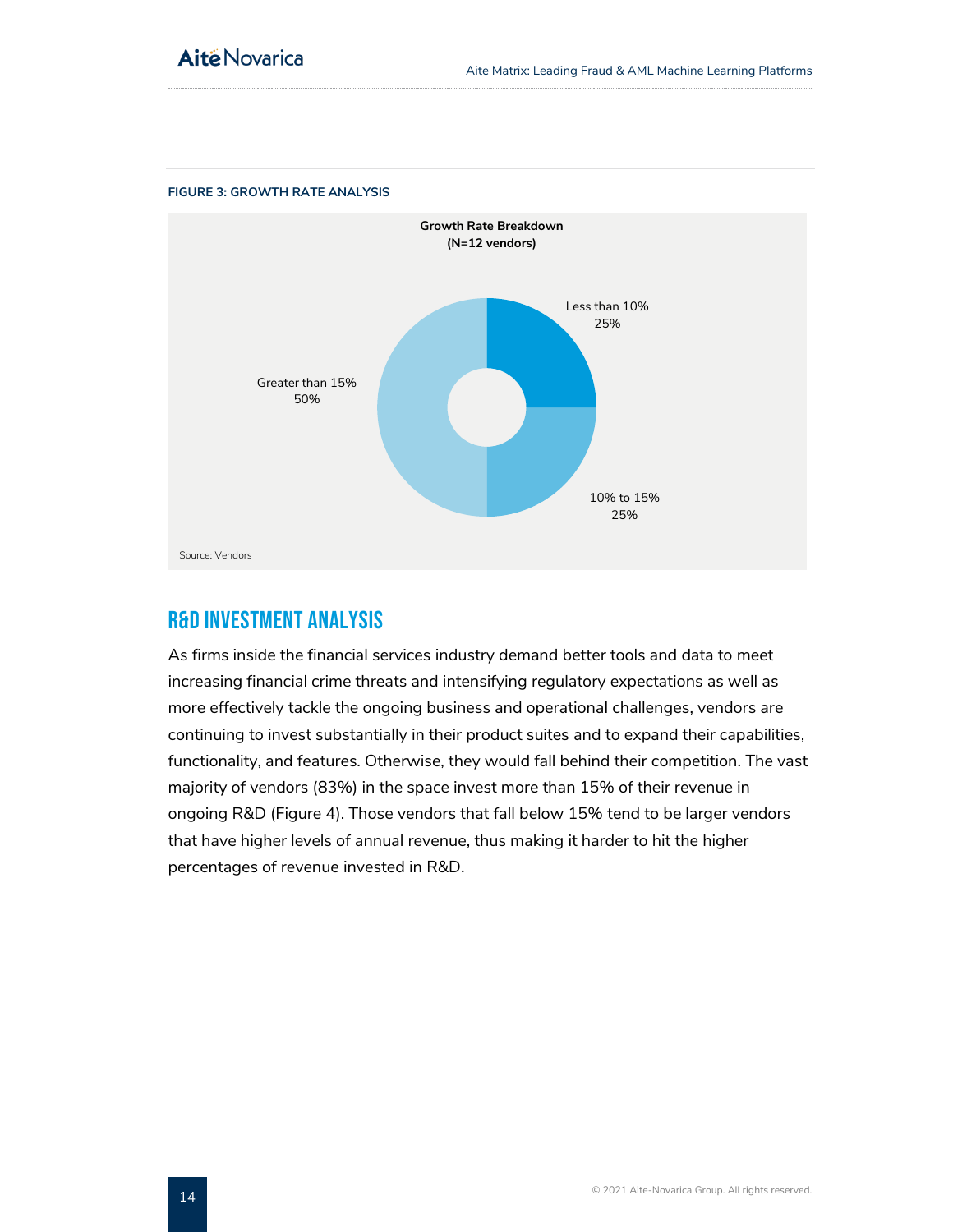**FIGURE 3: GROWTH RATE ANALYSIS**

**Growth Rate Breakdown**
**(N=12 vendors)**

| Growth Rate | Share |
|---|---|
| Less than 10% | 25% |
| 10% to 15% | 25% |
| Greater than 15% | 50% |

Source: Vendors

## R&D INVESTMENT ANALYSIS

As firms inside the financial services industry demand better tools and data to meet increasing financial crime threats and intensifying regulatory expectations as well as more effectively tackle the ongoing business and operational challenges, vendors are continuing to invest substantially in their product suites and to expand their capabilities, functionality, and features. Otherwise, they would fall behind their competition. The vast majority of vendors (83%) in the space invest more than 15% of their revenue in ongoing R&D (Figure 4). Those vendors that fall below 15% tend to be larger vendors that have higher levels of annual revenue, thus making it harder to hit the higher percentages of revenue invested in R&D.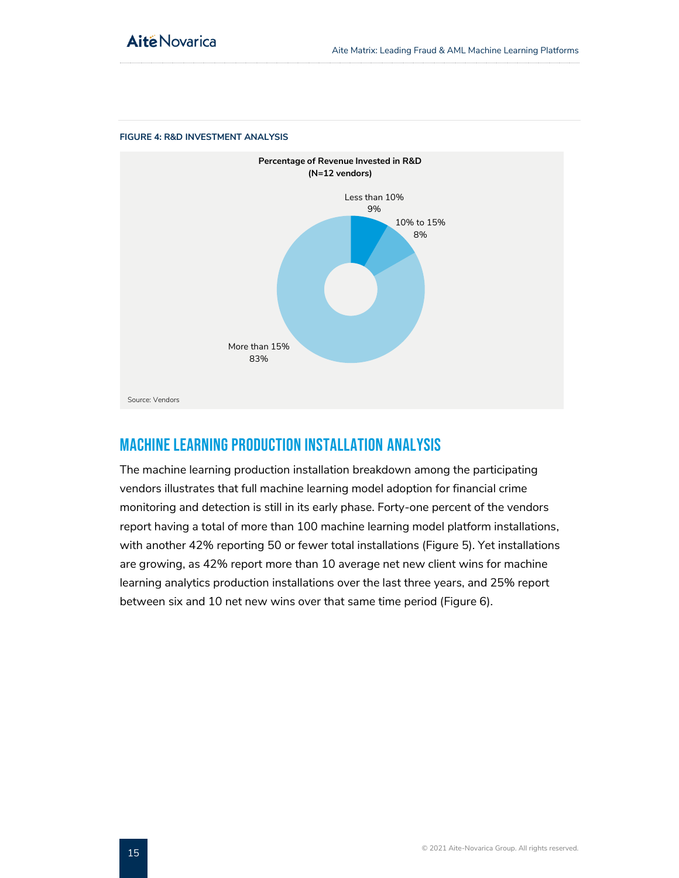**FIGURE 4: R&D INVESTMENT ANALYSIS**

Percentage of Revenue Invested in R&D
(N=12 vendors)

| Category | Percentage |
| --- | --- |
| Less than 10% | 9% |
| 10% to 15% | 8% |
| More than 15% | 83% |

Source: Vendors

## MACHINE LEARNING PRODUCTION INSTALLATION ANALYSIS

The machine learning production installation breakdown among the participating vendors illustrates that full machine learning model adoption for financial crime monitoring and detection is still in its early phase. Forty-one percent of the vendors report having a total of more than 100 machine learning model platform installations, with another 42% reporting 50 or fewer total installations (Figure 5). Yet installations are growing, as 42% report more than 10 average net new client wins for machine learning analytics production installations over the last three years, and 25% report between six and 10 net new wins over that same time period (Figure 6).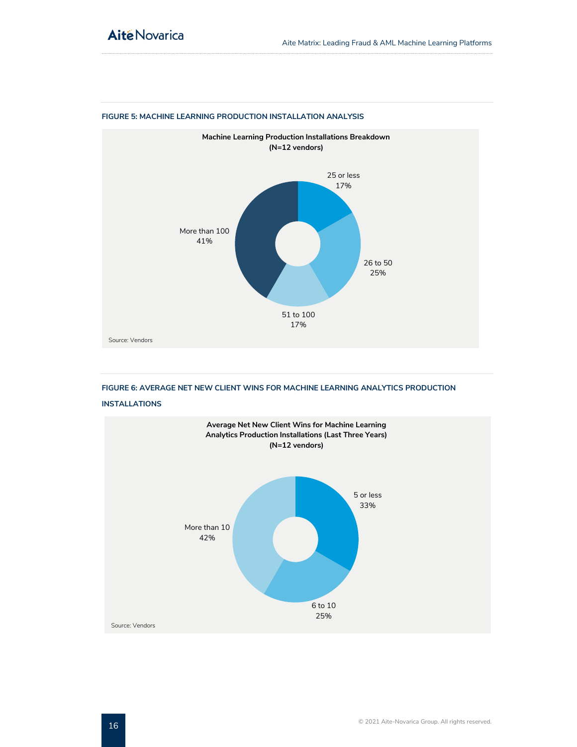**FIGURE 5: MACHINE LEARNING PRODUCTION INSTALLATION ANALYSIS**

**Machine Learning Production Installations Breakdown (N=12 vendors)**

| Category | Percentage |
|---|---|
| 25 or less | 17% |
| 26 to 50 | 25% |
| 51 to 100 | 17% |
| More than 100 | 41% |

Source: Vendors

**FIGURE 6: AVERAGE NET NEW CLIENT WINS FOR MACHINE LEARNING ANALYTICS PRODUCTION INSTALLATIONS**

**Average Net New Client Wins for Machine Learning Analytics Production Installations (Last Three Years) (N=12 vendors)**

| Category | Percentage |
|---|---|
| 5 or less | 33% |
| 6 to 10 | 25% |
| More than 10 | 42% |

Source: Vendors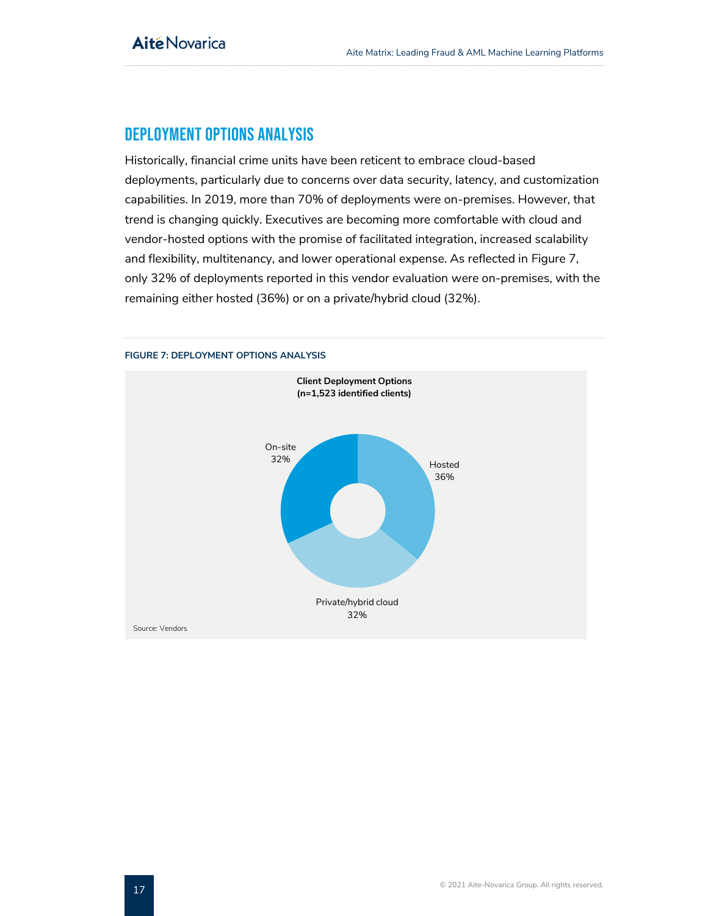## Deployment Options Analysis

Historically, financial crime units have been reticent to embrace cloud-based deployments, particularly due to concerns over data security, latency, and customization capabilities. In 2019, more than 70% of deployments were on-premises. However, that trend is changing quickly. Executives are becoming more comfortable with cloud and vendor-hosted options with the promise of facilitated integration, increased scalability and flexibility, multitenancy, and lower operational expense. As reflected in Figure 7, only 32% of deployments reported in this vendor evaluation were on-premises, with the remaining either hosted (36%) or on a private/hybrid cloud (32%).

**FIGURE 7: DEPLOYMENT OPTIONS ANALYSIS**

**Client Deployment Options**
**(n=1,523 identified clients)**

| Deployment option | Share |
|---|---|
| Hosted | 36% |
| Private/hybrid cloud | 32% |
| On-site | 32% |

Source: Vendors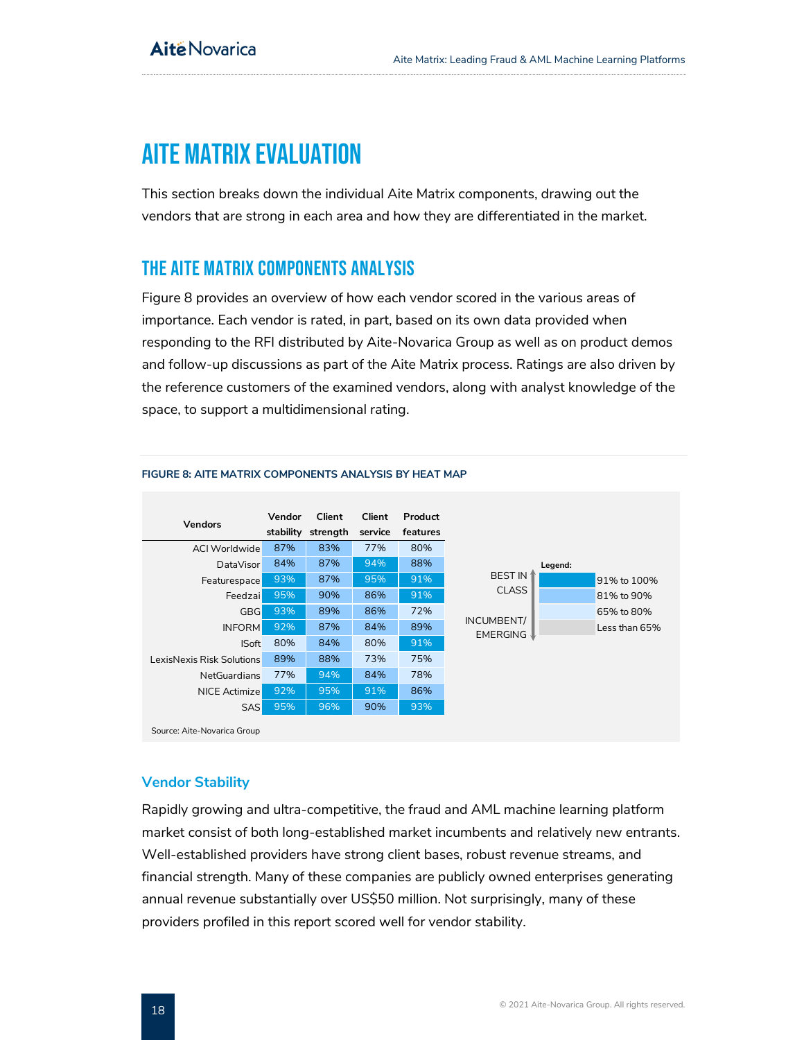# AITE MATRIX EVALUATION

This section breaks down the individual Aite Matrix components, drawing out the vendors that are strong in each area and how they are differentiated in the market.

## THE AITE MATRIX COMPONENTS ANALYSIS

Figure 8 provides an overview of how each vendor scored in the various areas of importance. Each vendor is rated, in part, based on its own data provided when responding to the RFI distributed by Aite-Novarica Group as well as on product demos and follow-up discussions as part of the Aite Matrix process. Ratings are also driven by the reference customers of the examined vendors, along with analyst knowledge of the space, to support a multidimensional rating.

**FIGURE 8: AITE MATRIX COMPONENTS ANALYSIS BY HEAT MAP**

| Vendors | Vendor stability | Client strength | Client service | Product features |
|---|---|---|---|---|
| ACI Worldwide | 87% | 83% | 77% | 80% |
| DataVisor | 84% | 87% | 94% | 88% |
| Featurespace | 93% | 87% | 95% | 91% |
| Feedzai | 95% | 90% | 86% | 91% |
| GBG | 93% | 89% | 86% | 72% |
| INFORM | 92% | 87% | 84% | 89% |
| ISoft | 80% | 84% | 80% | 91% |
| LexisNexis Risk Solutions | 89% | 88% | 73% | 75% |
| NetGuardians | 77% | 94% | 84% | 78% |
| NICE Actimize | 92% | 95% | 91% | 86% |
| SAS | 95% | 96% | 90% | 93% |

Legend: BEST IN CLASS (top) to INCUMBENT/ EMERGING (bottom)

- 91% to 100%
- 81% to 90%
- 65% to 80%
- Less than 65%

Source: Aite-Novarica Group

### Vendor Stability

Rapidly growing and ultra-competitive, the fraud and AML machine learning platform market consist of both long-established market incumbents and relatively new entrants. Well-established providers have strong client bases, robust revenue streams, and financial strength. Many of these companies are publicly owned enterprises generating annual revenue substantially over US$50 million. Not surprisingly, many of these providers profiled in this report scored well for vendor stability.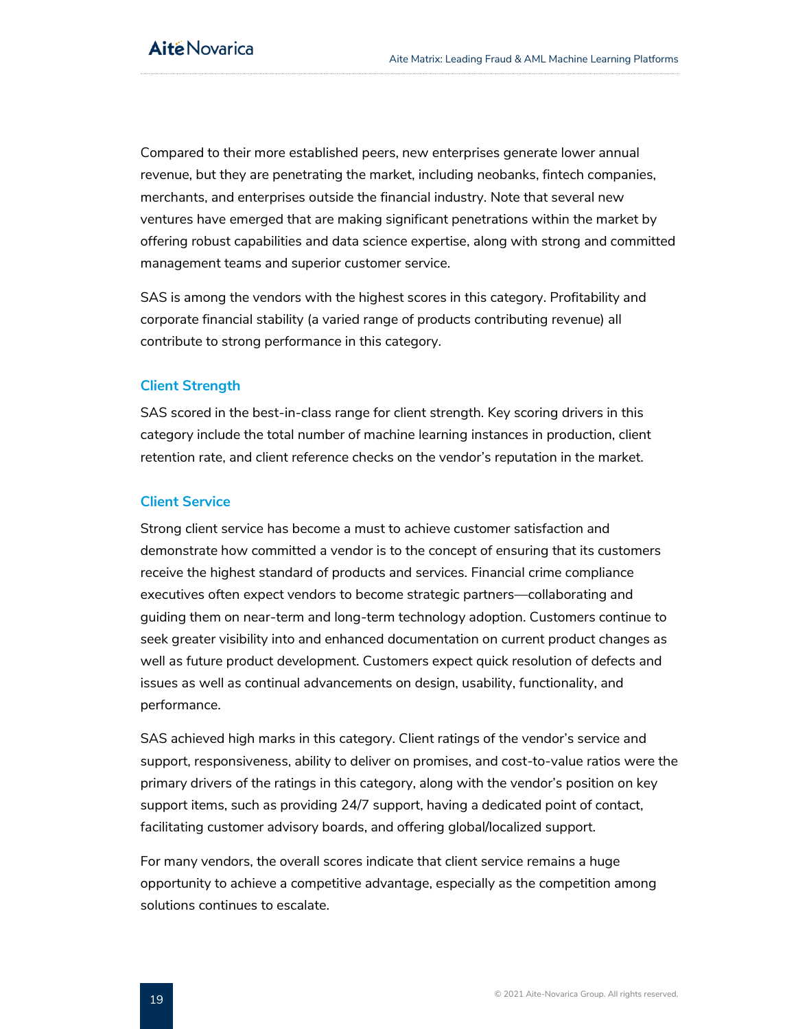Compared to their more established peers, new enterprises generate lower annual revenue, but they are penetrating the market, including neobanks, fintech companies, merchants, and enterprises outside the financial industry. Note that several new ventures have emerged that are making significant penetrations within the market by offering robust capabilities and data science expertise, along with strong and committed management teams and superior customer service.

SAS is among the vendors with the highest scores in this category. Profitability and corporate financial stability (a varied range of products contributing revenue) all contribute to strong performance in this category.

### Client Strength

SAS scored in the best-in-class range for client strength. Key scoring drivers in this category include the total number of machine learning instances in production, client retention rate, and client reference checks on the vendor's reputation in the market.

### Client Service

Strong client service has become a must to achieve customer satisfaction and demonstrate how committed a vendor is to the concept of ensuring that its customers receive the highest standard of products and services. Financial crime compliance executives often expect vendors to become strategic partners—collaborating and guiding them on near-term and long-term technology adoption. Customers continue to seek greater visibility into and enhanced documentation on current product changes as well as future product development. Customers expect quick resolution of defects and issues as well as continual advancements on design, usability, functionality, and performance.

SAS achieved high marks in this category. Client ratings of the vendor's service and support, responsiveness, ability to deliver on promises, and cost-to-value ratios were the primary drivers of the ratings in this category, along with the vendor's position on key support items, such as providing 24/7 support, having a dedicated point of contact, facilitating customer advisory boards, and offering global/localized support.

For many vendors, the overall scores indicate that client service remains a huge opportunity to achieve a competitive advantage, especially as the competition among solutions continues to escalate.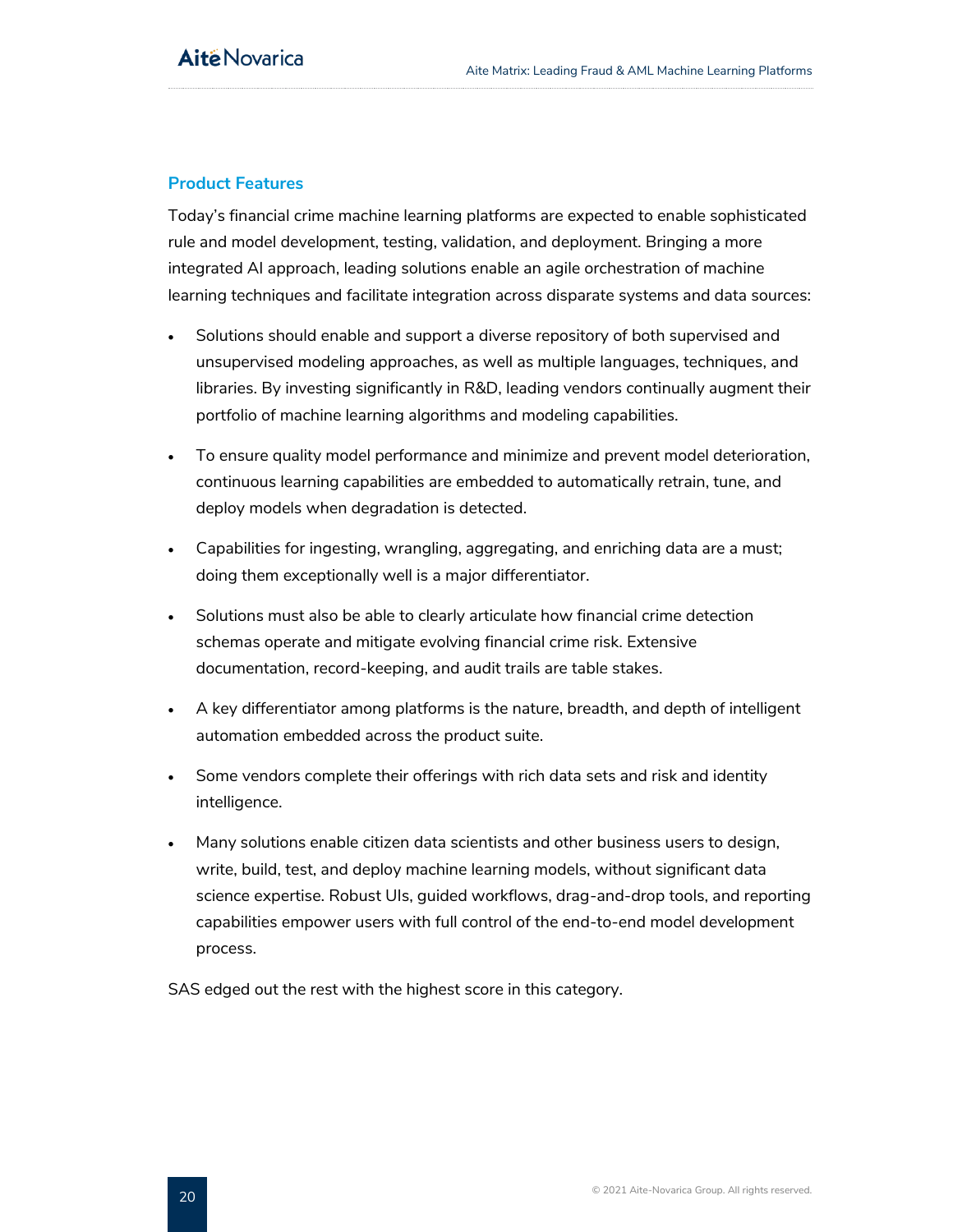## Product Features

Today's financial crime machine learning platforms are expected to enable sophisticated rule and model development, testing, validation, and deployment. Bringing a more integrated AI approach, leading solutions enable an agile orchestration of machine learning techniques and facilitate integration across disparate systems and data sources:

- Solutions should enable and support a diverse repository of both supervised and unsupervised modeling approaches, as well as multiple languages, techniques, and libraries. By investing significantly in R&D, leading vendors continually augment their portfolio of machine learning algorithms and modeling capabilities.
- To ensure quality model performance and minimize and prevent model deterioration, continuous learning capabilities are embedded to automatically retrain, tune, and deploy models when degradation is detected.
- Capabilities for ingesting, wrangling, aggregating, and enriching data are a must; doing them exceptionally well is a major differentiator.
- Solutions must also be able to clearly articulate how financial crime detection schemas operate and mitigate evolving financial crime risk. Extensive documentation, record-keeping, and audit trails are table stakes.
- A key differentiator among platforms is the nature, breadth, and depth of intelligent automation embedded across the product suite.
- Some vendors complete their offerings with rich data sets and risk and identity intelligence.
- Many solutions enable citizen data scientists and other business users to design, write, build, test, and deploy machine learning models, without significant data science expertise. Robust UIs, guided workflows, drag-and-drop tools, and reporting capabilities empower users with full control of the end-to-end model development process.

SAS edged out the rest with the highest score in this category.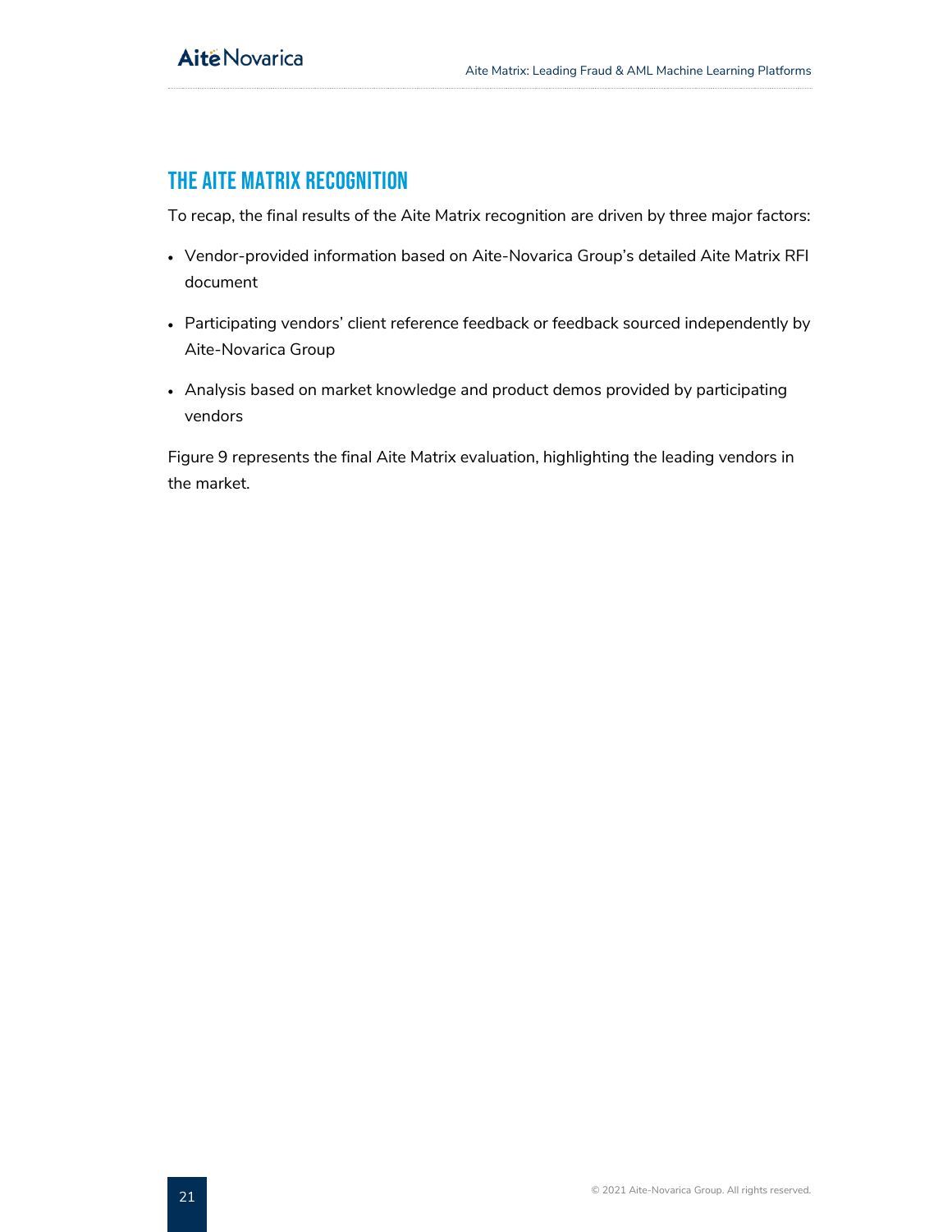## THE AITE MATRIX RECOGNITION

To recap, the final results of the Aite Matrix recognition are driven by three major factors:

- Vendor-provided information based on Aite-Novarica Group's detailed Aite Matrix RFI document
- Participating vendors' client reference feedback or feedback sourced independently by Aite-Novarica Group
- Analysis based on market knowledge and product demos provided by participating vendors

Figure 9 represents the final Aite Matrix evaluation, highlighting the leading vendors in the market.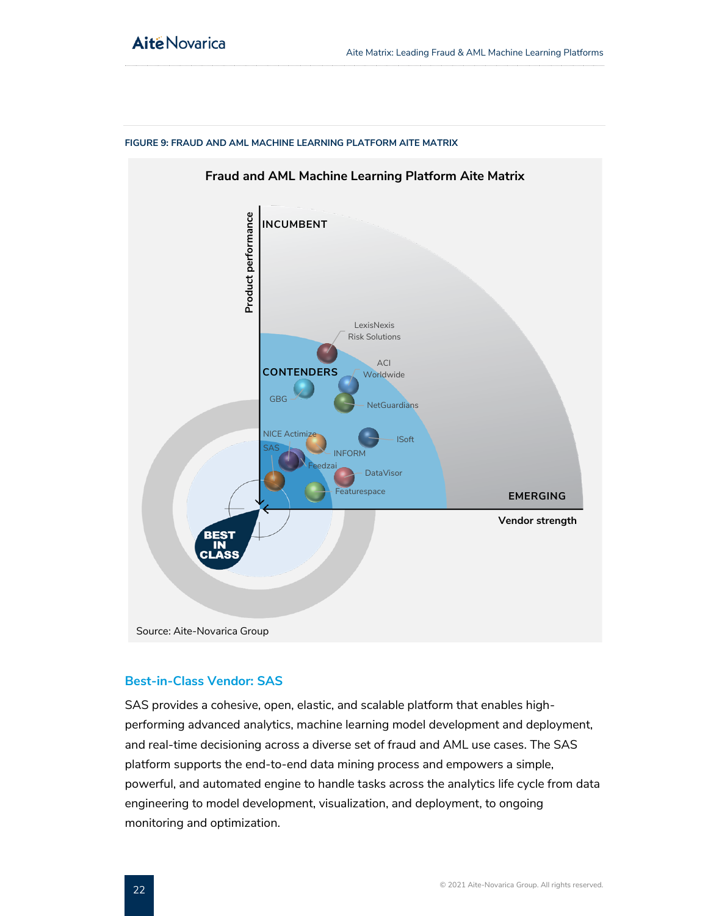FIGURE 9: FRAUD AND AML MACHINE LEARNING PLATFORM AITE MATRIX

Fraud and AML Machine Learning Platform Aite Matrix

Source: Aite-Novarica Group

## Best-in-Class Vendor: SAS

SAS provides a cohesive, open, elastic, and scalable platform that enables high-performing advanced analytics, machine learning model development and deployment, and real-time decisioning across a diverse set of fraud and AML use cases. The SAS platform supports the end-to-end data mining process and empowers a simple, powerful, and automated engine to handle tasks across the analytics life cycle from data engineering to model development, visualization, and deployment, to ongoing monitoring and optimization.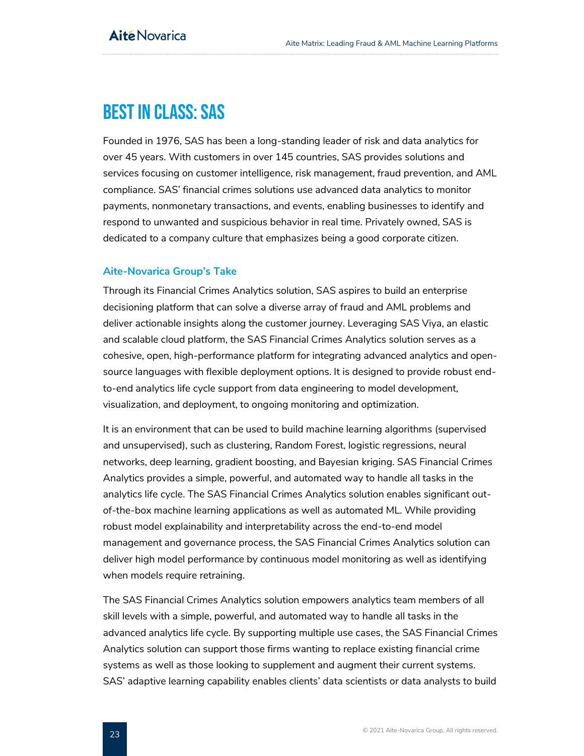# BEST IN CLASS: SAS

Founded in 1976, SAS has been a long-standing leader of risk and data analytics for over 45 years. With customers in over 145 countries, SAS provides solutions and services focusing on customer intelligence, risk management, fraud prevention, and AML compliance. SAS' financial crimes solutions use advanced data analytics to monitor payments, nonmonetary transactions, and events, enabling businesses to identify and respond to unwanted and suspicious behavior in real time. Privately owned, SAS is dedicated to a company culture that emphasizes being a good corporate citizen.

## Aite-Novarica Group's Take

Through its Financial Crimes Analytics solution, SAS aspires to build an enterprise decisioning platform that can solve a diverse array of fraud and AML problems and deliver actionable insights along the customer journey. Leveraging SAS Viya, an elastic and scalable cloud platform, the SAS Financial Crimes Analytics solution serves as a cohesive, open, high-performance platform for integrating advanced analytics and open-source languages with flexible deployment options. It is designed to provide robust end-to-end analytics life cycle support from data engineering to model development, visualization, and deployment, to ongoing monitoring and optimization.

It is an environment that can be used to build machine learning algorithms (supervised and unsupervised), such as clustering, Random Forest, logistic regressions, neural networks, deep learning, gradient boosting, and Bayesian kriging. SAS Financial Crimes Analytics provides a simple, powerful, and automated way to handle all tasks in the analytics life cycle. The SAS Financial Crimes Analytics solution enables significant out-of-the-box machine learning applications as well as automated ML. While providing robust model explainability and interpretability across the end-to-end model management and governance process, the SAS Financial Crimes Analytics solution can deliver high model performance by continuous model monitoring as well as identifying when models require retraining.

The SAS Financial Crimes Analytics solution empowers analytics team members of all skill levels with a simple, powerful, and automated way to handle all tasks in the advanced analytics life cycle. By supporting multiple use cases, the SAS Financial Crimes Analytics solution can support those firms wanting to replace existing financial crime systems as well as those looking to supplement and augment their current systems. SAS' adaptive learning capability enables clients' data scientists or data analysts to build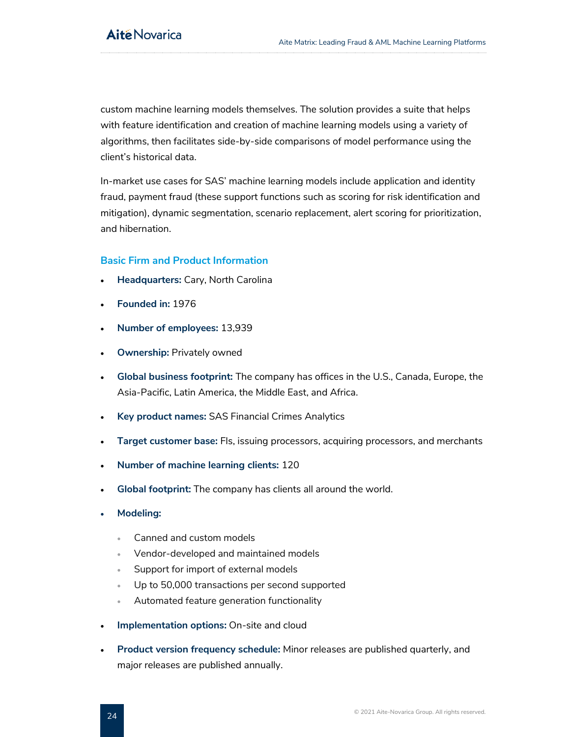custom machine learning models themselves. The solution provides a suite that helps with feature identification and creation of machine learning models using a variety of algorithms, then facilitates side-by-side comparisons of model performance using the client's historical data.

In-market use cases for SAS' machine learning models include application and identity fraud, payment fraud (these support functions such as scoring for risk identification and mitigation), dynamic segmentation, scenario replacement, alert scoring for prioritization, and hibernation.

### Basic Firm and Product Information

- **Headquarters:** Cary, North Carolina
- **Founded in:** 1976
- **Number of employees:** 13,939
- **Ownership:** Privately owned
- **Global business footprint:** The company has offices in the U.S., Canada, Europe, the Asia-Pacific, Latin America, the Middle East, and Africa.
- **Key product names:** SAS Financial Crimes Analytics
- **Target customer base:** FIs, issuing processors, acquiring processors, and merchants
- **Number of machine learning clients:** 120
- **Global footprint:** The company has clients all around the world.
- **Modeling:**
  - Canned and custom models
  - Vendor-developed and maintained models
  - Support for import of external models
  - Up to 50,000 transactions per second supported
  - Automated feature generation functionality
- **Implementation options:** On-site and cloud
- **Product version frequency schedule:** Minor releases are published quarterly, and major releases are published annually.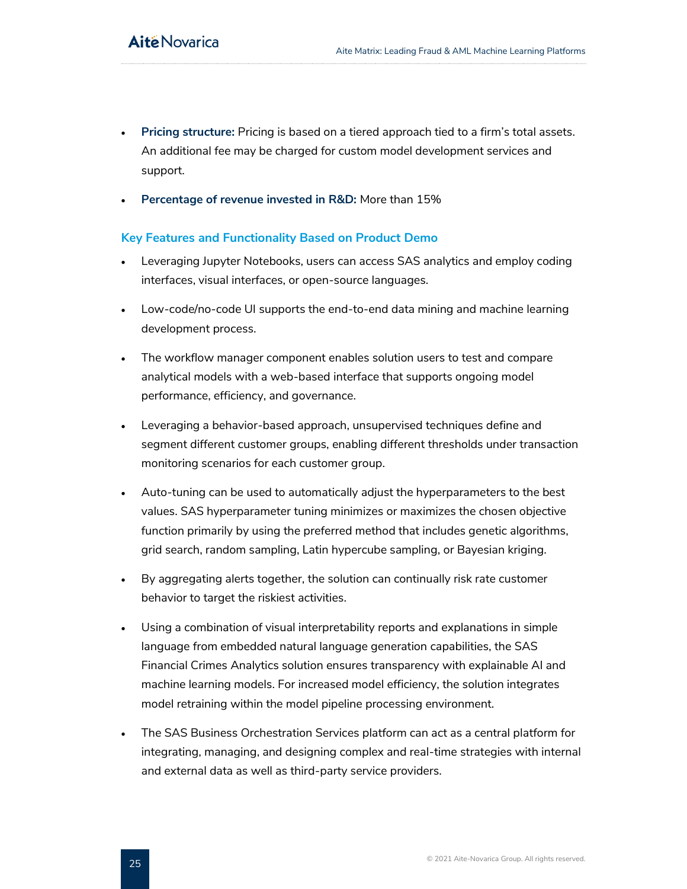- **Pricing structure:** Pricing is based on a tiered approach tied to a firm's total assets. An additional fee may be charged for custom model development services and support.
- **Percentage of revenue invested in R&D:** More than 15%

### Key Features and Functionality Based on Product Demo

- Leveraging Jupyter Notebooks, users can access SAS analytics and employ coding interfaces, visual interfaces, or open-source languages.
- Low-code/no-code UI supports the end-to-end data mining and machine learning development process.
- The workflow manager component enables solution users to test and compare analytical models with a web-based interface that supports ongoing model performance, efficiency, and governance.
- Leveraging a behavior-based approach, unsupervised techniques define and segment different customer groups, enabling different thresholds under transaction monitoring scenarios for each customer group.
- Auto-tuning can be used to automatically adjust the hyperparameters to the best values. SAS hyperparameter tuning minimizes or maximizes the chosen objective function primarily by using the preferred method that includes genetic algorithms, grid search, random sampling, Latin hypercube sampling, or Bayesian kriging.
- By aggregating alerts together, the solution can continually risk rate customer behavior to target the riskiest activities.
- Using a combination of visual interpretability reports and explanations in simple language from embedded natural language generation capabilities, the SAS Financial Crimes Analytics solution ensures transparency with explainable AI and machine learning models. For increased model efficiency, the solution integrates model retraining within the model pipeline processing environment.
- The SAS Business Orchestration Services platform can act as a central platform for integrating, managing, and designing complex and real-time strategies with internal and external data as well as third-party service providers.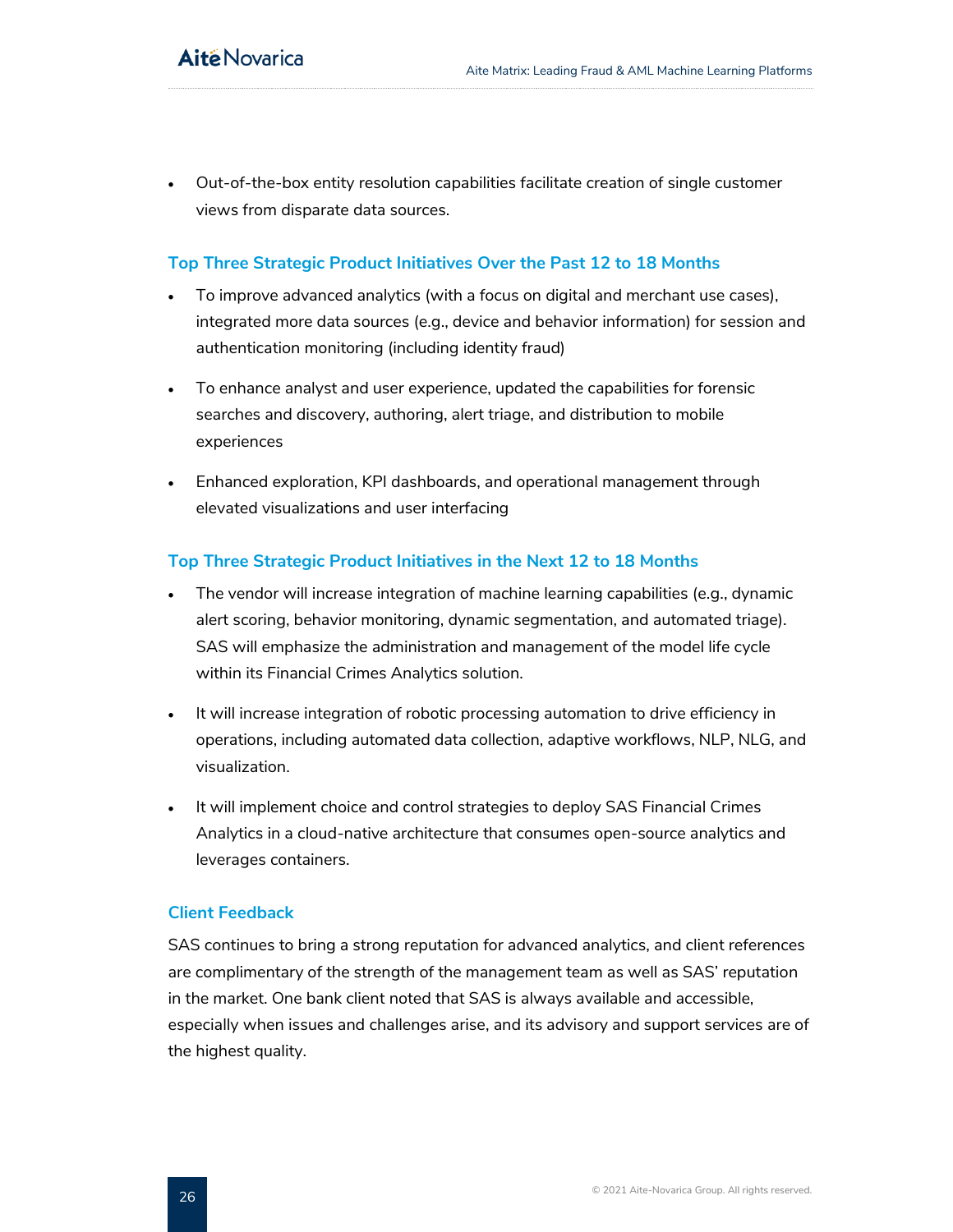- Out-of-the-box entity resolution capabilities facilitate creation of single customer views from disparate data sources.

### Top Three Strategic Product Initiatives Over the Past 12 to 18 Months

- To improve advanced analytics (with a focus on digital and merchant use cases), integrated more data sources (e.g., device and behavior information) for session and authentication monitoring (including identity fraud)
- To enhance analyst and user experience, updated the capabilities for forensic searches and discovery, authoring, alert triage, and distribution to mobile experiences
- Enhanced exploration, KPI dashboards, and operational management through elevated visualizations and user interfacing

### Top Three Strategic Product Initiatives in the Next 12 to 18 Months

- The vendor will increase integration of machine learning capabilities (e.g., dynamic alert scoring, behavior monitoring, dynamic segmentation, and automated triage). SAS will emphasize the administration and management of the model life cycle within its Financial Crimes Analytics solution.
- It will increase integration of robotic processing automation to drive efficiency in operations, including automated data collection, adaptive workflows, NLP, NLG, and visualization.
- It will implement choice and control strategies to deploy SAS Financial Crimes Analytics in a cloud-native architecture that consumes open-source analytics and leverages containers.

### Client Feedback

SAS continues to bring a strong reputation for advanced analytics, and client references are complimentary of the strength of the management team as well as SAS' reputation in the market. One bank client noted that SAS is always available and accessible, especially when issues and challenges arise, and its advisory and support services are of the highest quality.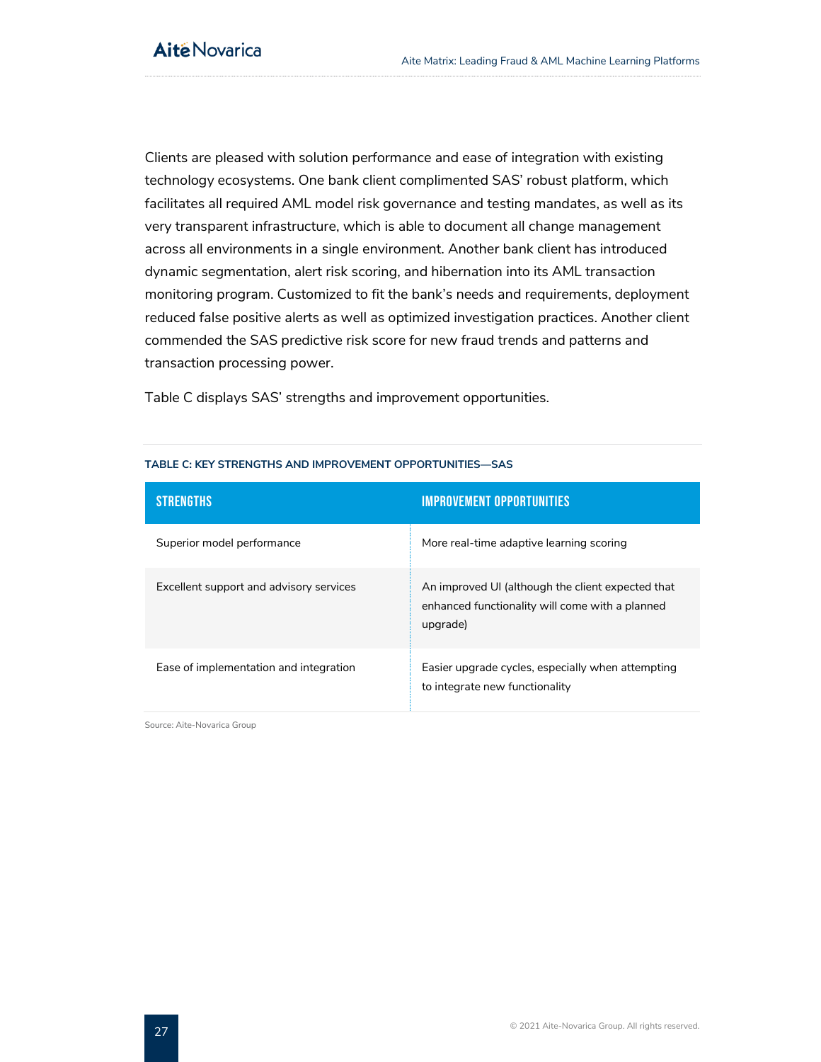Clients are pleased with solution performance and ease of integration with existing technology ecosystems. One bank client complimented SAS' robust platform, which facilitates all required AML model risk governance and testing mandates, as well as its very transparent infrastructure, which is able to document all change management across all environments in a single environment. Another bank client has introduced dynamic segmentation, alert risk scoring, and hibernation into its AML transaction monitoring program. Customized to fit the bank's needs and requirements, deployment reduced false positive alerts as well as optimized investigation practices. Another client commended the SAS predictive risk score for new fraud trends and patterns and transaction processing power.

Table C displays SAS' strengths and improvement opportunities.

**TABLE C: KEY STRENGTHS AND IMPROVEMENT OPPORTUNITIES—SAS**

| STRENGTHS | IMPROVEMENT OPPORTUNITIES |
|---|---|
| Superior model performance | More real-time adaptive learning scoring |
| Excellent support and advisory services | An improved UI (although the client expected that enhanced functionality will come with a planned upgrade) |
| Ease of implementation and integration | Easier upgrade cycles, especially when attempting to integrate new functionality |

Source: Aite-Novarica Group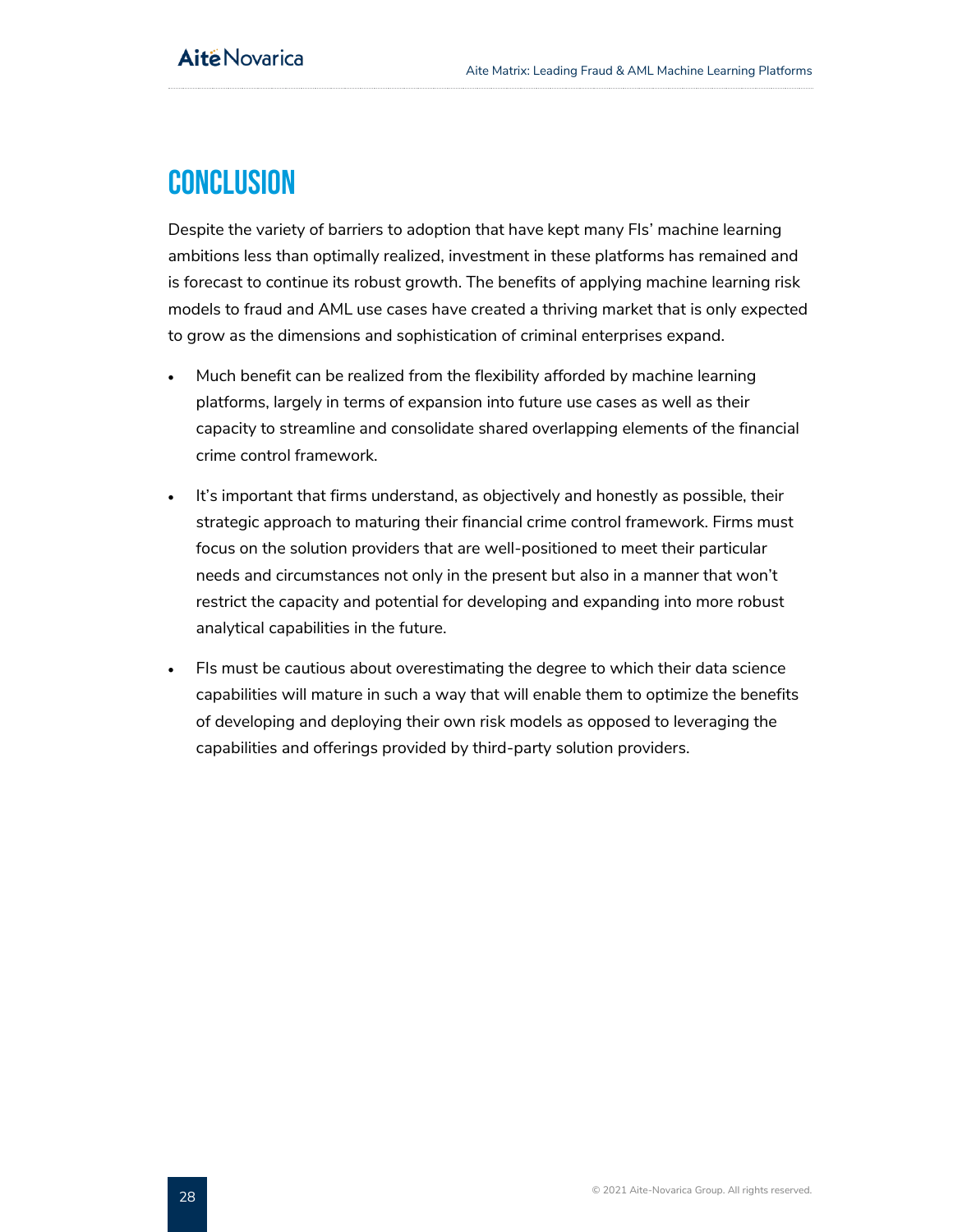# CONCLUSION

Despite the variety of barriers to adoption that have kept many FIs' machine learning ambitions less than optimally realized, investment in these platforms has remained and is forecast to continue its robust growth. The benefits of applying machine learning risk models to fraud and AML use cases have created a thriving market that is only expected to grow as the dimensions and sophistication of criminal enterprises expand.

- Much benefit can be realized from the flexibility afforded by machine learning platforms, largely in terms of expansion into future use cases as well as their capacity to streamline and consolidate shared overlapping elements of the financial crime control framework.
- It's important that firms understand, as objectively and honestly as possible, their strategic approach to maturing their financial crime control framework. Firms must focus on the solution providers that are well-positioned to meet their particular needs and circumstances not only in the present but also in a manner that won't restrict the capacity and potential for developing and expanding into more robust analytical capabilities in the future.
- FIs must be cautious about overestimating the degree to which their data science capabilities will mature in such a way that will enable them to optimize the benefits of developing and deploying their own risk models as opposed to leveraging the capabilities and offerings provided by third-party solution providers.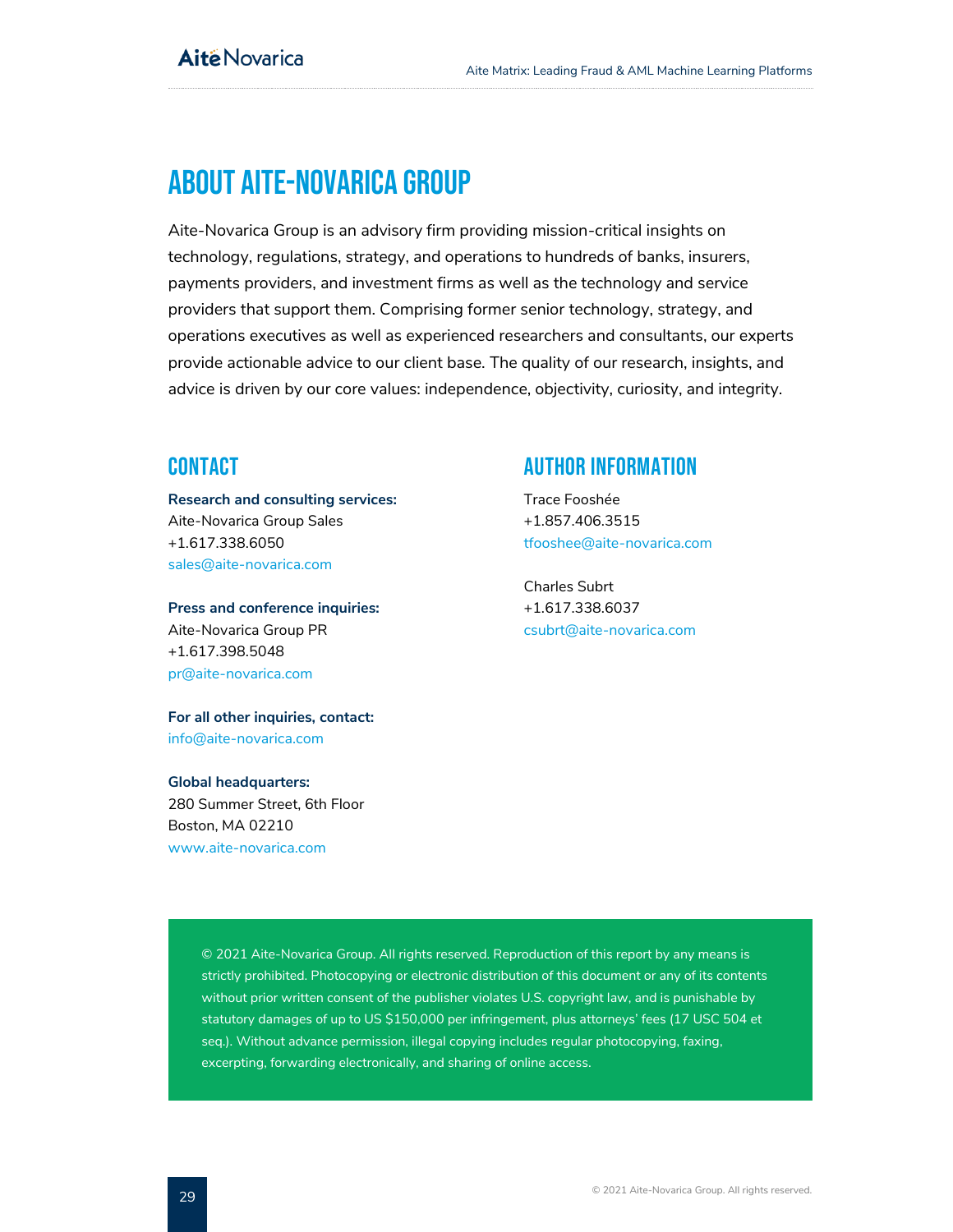# ABOUT AITE-NOVARICA GROUP

Aite-Novarica Group is an advisory firm providing mission-critical insights on technology, regulations, strategy, and operations to hundreds of banks, insurers, payments providers, and investment firms as well as the technology and service providers that support them. Comprising former senior technology, strategy, and operations executives as well as experienced researchers and consultants, our experts provide actionable advice to our client base. The quality of our research, insights, and advice is driven by our core values: independence, objectivity, curiosity, and integrity.

## CONTACT

**Research and consulting services:**
Aite-Novarica Group Sales
+1.617.338.6050
sales@aite-novarica.com

**Press and conference inquiries:**
Aite-Novarica Group PR
+1.617.398.5048
pr@aite-novarica.com

**For all other inquiries, contact:**
info@aite-novarica.com

**Global headquarters:**
280 Summer Street, 6th Floor
Boston, MA 02210
www.aite-novarica.com

## AUTHOR INFORMATION

Trace Fooshée
+1.857.406.3515
tfooshee@aite-novarica.com

Charles Subrt
+1.617.338.6037
csubrt@aite-novarica.com

© 2021 Aite-Novarica Group. All rights reserved. Reproduction of this report by any means is strictly prohibited. Photocopying or electronic distribution of this document or any of its contents without prior written consent of the publisher violates U.S. copyright law, and is punishable by statutory damages of up to US $150,000 per infringement, plus attorneys' fees (17 USC 504 et seq.). Without advance permission, illegal copying includes regular photocopying, faxing, excerpting, forwarding electronically, and sharing of online access.